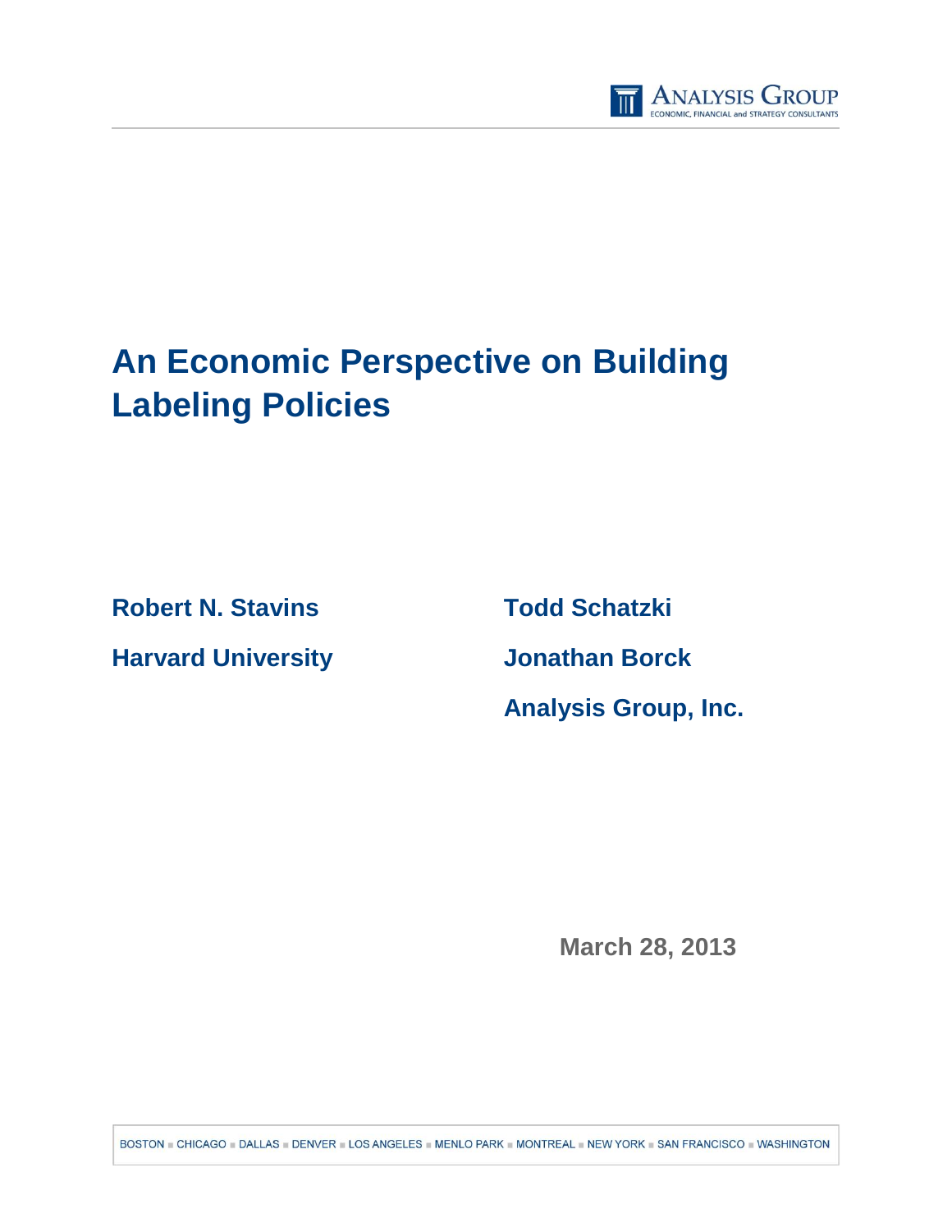# An Economic Perspective on Building Labeling Policies

**Robert N. Stavins**

**Harvard University**

**Todd Schatzki**

**Jonathan Borck**

**Analysis Group, Inc.**

**March 28, 2013**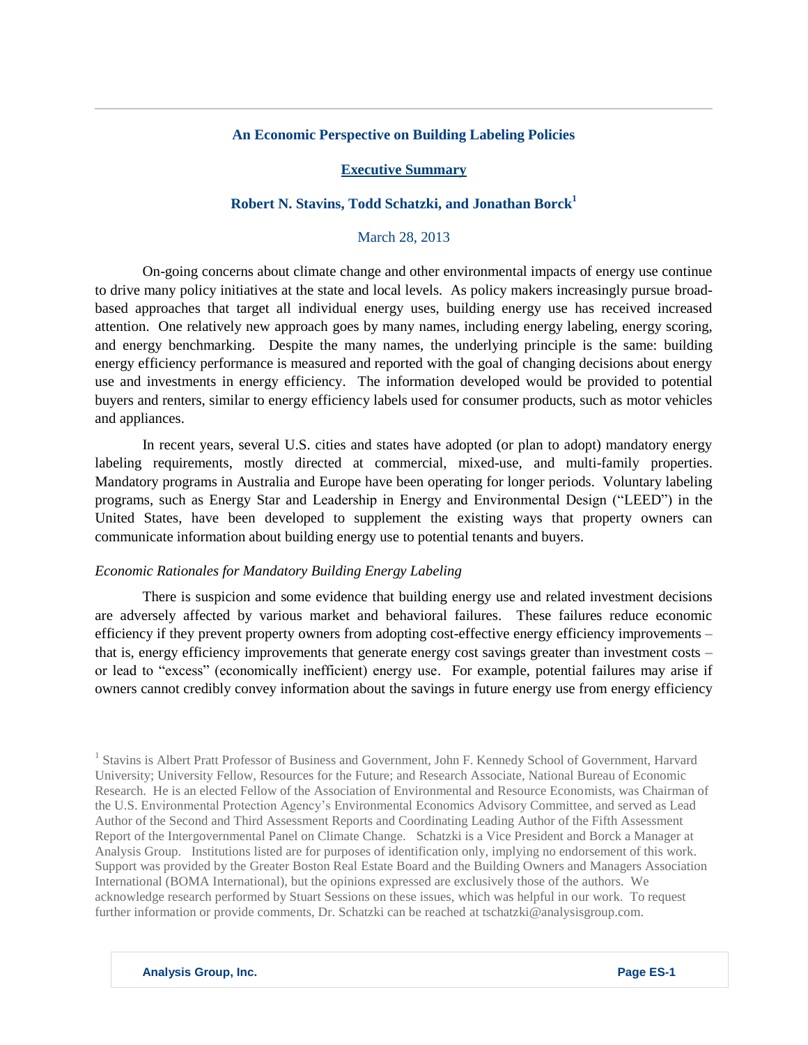# An Economic Perspective on Building Labeling Policies

## Executive Summary

**Robert N. Stavins, Todd Schatzki, and Jonathan Borck[1]**

March 28, 2013

On-going concerns about climate change and other environmental impacts of energy use continue to drive many policy initiatives at the state and local levels. As policy makers increasingly pursue broad-based approaches that target all individual energy uses, building energy use has received increased attention. One relatively new approach goes by many names, including energy labeling, energy scoring, and energy benchmarking. Despite the many names, the underlying principle is the same: building energy efficiency performance is measured and reported with the goal of changing decisions about energy use and investments in energy efficiency. The information developed would be provided to potential buyers and renters, similar to energy efficiency labels used for consumer products, such as motor vehicles and appliances.

In recent years, several U.S. cities and states have adopted (or plan to adopt) mandatory energy labeling requirements, mostly directed at commercial, mixed-use, and multi-family properties. Mandatory programs in Australia and Europe have been operating for longer periods. Voluntary labeling programs, such as Energy Star and Leadership in Energy and Environmental Design ("LEED") in the United States, have been developed to supplement the existing ways that property owners can communicate information about building energy use to potential tenants and buyers.

### *Economic Rationales for Mandatory Building Energy Labeling*

There is suspicion and some evidence that building energy use and related investment decisions are adversely affected by various market and behavioral failures. These failures reduce economic efficiency if they prevent property owners from adopting cost-effective energy efficiency improvements – that is, energy efficiency improvements that generate energy cost savings greater than investment costs – or lead to "excess" (economically inefficient) energy use. For example, potential failures may arise if owners cannot credibly convey information about the savings in future energy use from energy efficiency

[1] Stavins is Albert Pratt Professor of Business and Government, John F. Kennedy School of Government, Harvard University; University Fellow, Resources for the Future; and Research Associate, National Bureau of Economic Research. He is an elected Fellow of the Association of Environmental and Resource Economists, was Chairman of the U.S. Environmental Protection Agency's Environmental Economics Advisory Committee, and served as Lead Author of the Second and Third Assessment Reports and Coordinating Leading Author of the Fifth Assessment Report of the Intergovernmental Panel on Climate Change. Schatzki is a Vice President and Borck a Manager at Analysis Group. Institutions listed are for purposes of identification only, implying no endorsement of this work. Support was provided by the Greater Boston Real Estate Board and the Building Owners and Managers Association International (BOMA International), but the opinions expressed are exclusively those of the authors. We acknowledge research performed by Stuart Sessions on these issues, which was helpful in our work. To request further information or provide comments, Dr. Schatzki can be reached at tschatzki@analysisgroup.com.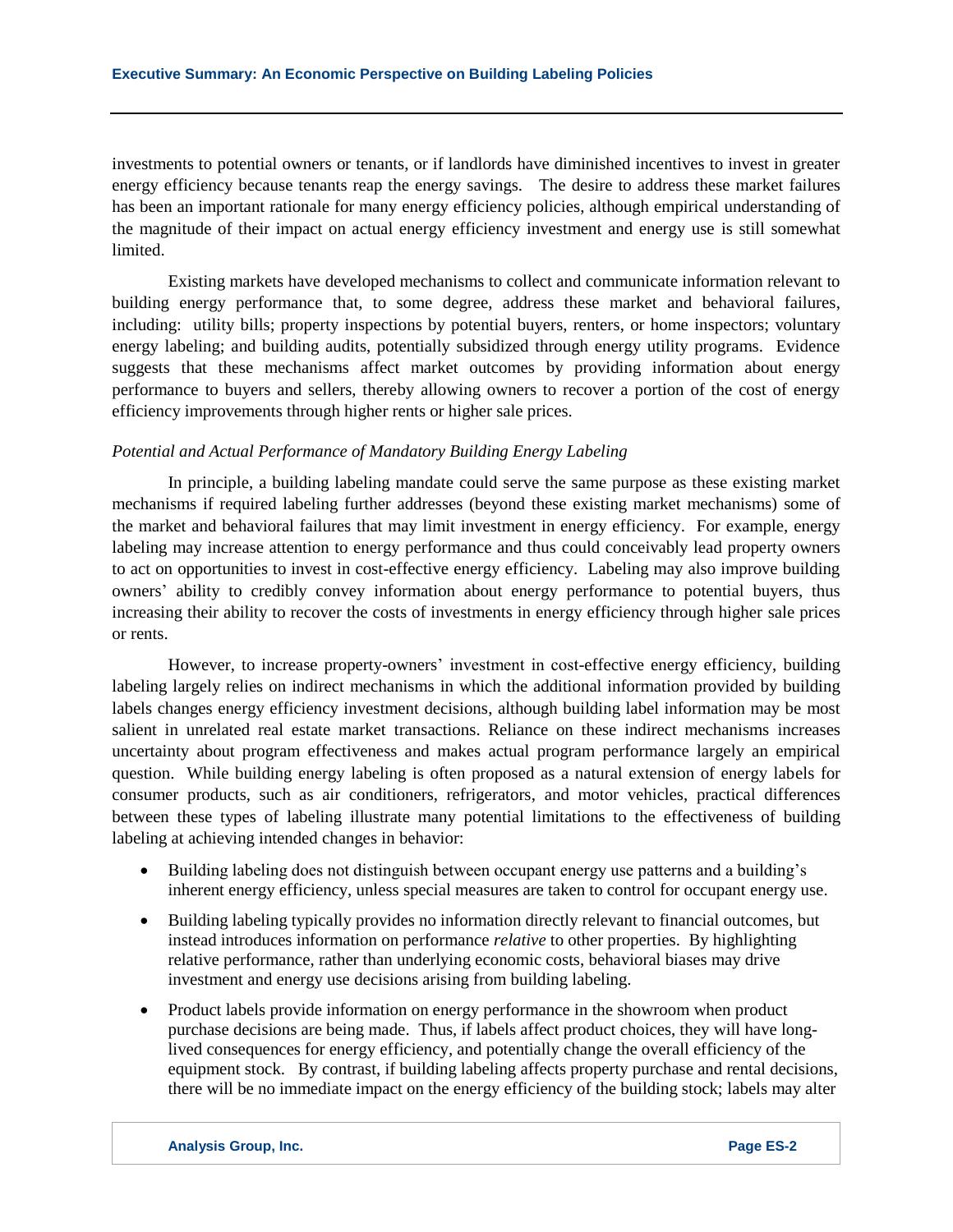investments to potential owners or tenants, or if landlords have diminished incentives to invest in greater energy efficiency because tenants reap the energy savings. The desire to address these market failures has been an important rationale for many energy efficiency policies, although empirical understanding of the magnitude of their impact on actual energy efficiency investment and energy use is still somewhat limited.

Existing markets have developed mechanisms to collect and communicate information relevant to building energy performance that, to some degree, address these market and behavioral failures, including: utility bills; property inspections by potential buyers, renters, or home inspectors; voluntary energy labeling; and building audits, potentially subsidized through energy utility programs. Evidence suggests that these mechanisms affect market outcomes by providing information about energy performance to buyers and sellers, thereby allowing owners to recover a portion of the cost of energy efficiency improvements through higher rents or higher sale prices.

*Potential and Actual Performance of Mandatory Building Energy Labeling*

In principle, a building labeling mandate could serve the same purpose as these existing market mechanisms if required labeling further addresses (beyond these existing market mechanisms) some of the market and behavioral failures that may limit investment in energy efficiency. For example, energy labeling may increase attention to energy performance and thus could conceivably lead property owners to act on opportunities to invest in cost-effective energy efficiency. Labeling may also improve building owners' ability to credibly convey information about energy performance to potential buyers, thus increasing their ability to recover the costs of investments in energy efficiency through higher sale prices or rents.

However, to increase property-owners' investment in cost-effective energy efficiency, building labeling largely relies on indirect mechanisms in which the additional information provided by building labels changes energy efficiency investment decisions, although building label information may be most salient in unrelated real estate market transactions. Reliance on these indirect mechanisms increases uncertainty about program effectiveness and makes actual program performance largely an empirical question. While building energy labeling is often proposed as a natural extension of energy labels for consumer products, such as air conditioners, refrigerators, and motor vehicles, practical differences between these types of labeling illustrate many potential limitations to the effectiveness of building labeling at achieving intended changes in behavior:

- Building labeling does not distinguish between occupant energy use patterns and a building's inherent energy efficiency, unless special measures are taken to control for occupant energy use.
- Building labeling typically provides no information directly relevant to financial outcomes, but instead introduces information on performance *relative* to other properties. By highlighting relative performance, rather than underlying economic costs, behavioral biases may drive investment and energy use decisions arising from building labeling.
- Product labels provide information on energy performance in the showroom when product purchase decisions are being made. Thus, if labels affect product choices, they will have long-lived consequences for energy efficiency, and potentially change the overall efficiency of the equipment stock. By contrast, if building labeling affects property purchase and rental decisions, there will be no immediate impact on the energy efficiency of the building stock; labels may alter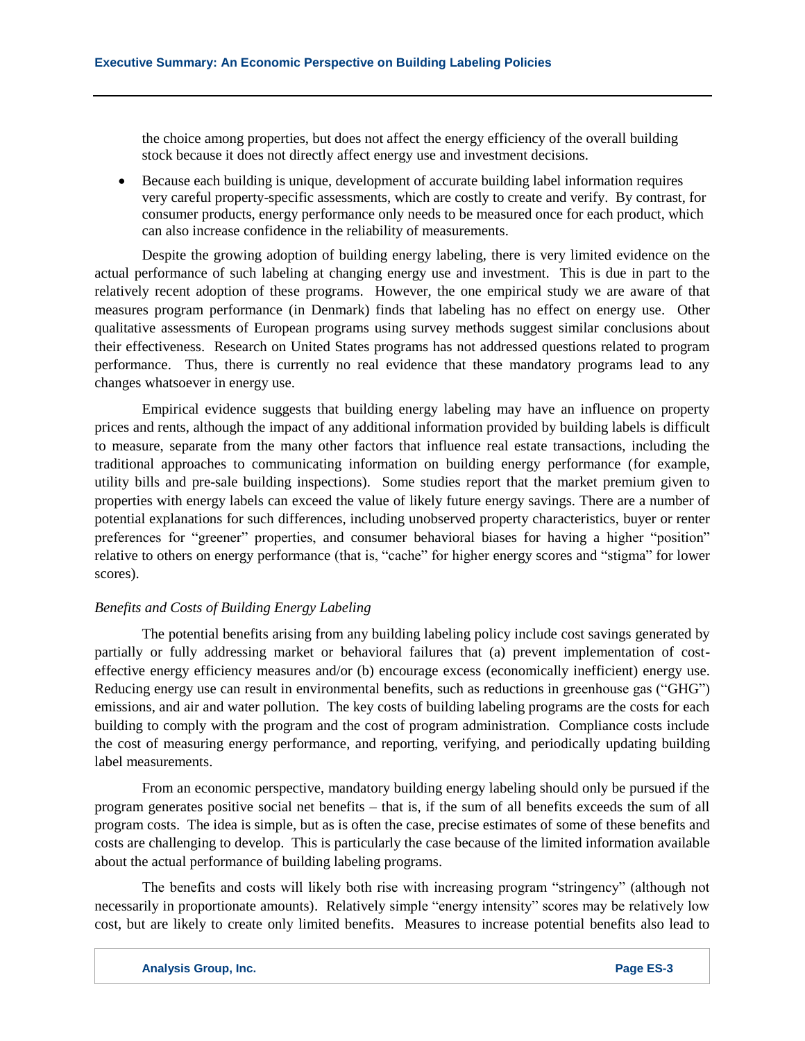the choice among properties, but does not affect the energy efficiency of the overall building stock because it does not directly affect energy use and investment decisions.

- Because each building is unique, development of accurate building label information requires very careful property-specific assessments, which are costly to create and verify. By contrast, for consumer products, energy performance only needs to be measured once for each product, which can also increase confidence in the reliability of measurements.

Despite the growing adoption of building energy labeling, there is very limited evidence on the actual performance of such labeling at changing energy use and investment. This is due in part to the relatively recent adoption of these programs. However, the one empirical study we are aware of that measures program performance (in Denmark) finds that labeling has no effect on energy use. Other qualitative assessments of European programs using survey methods suggest similar conclusions about their effectiveness. Research on United States programs has not addressed questions related to program performance. Thus, there is currently no real evidence that these mandatory programs lead to any changes whatsoever in energy use.

Empirical evidence suggests that building energy labeling may have an influence on property prices and rents, although the impact of any additional information provided by building labels is difficult to measure, separate from the many other factors that influence real estate transactions, including the traditional approaches to communicating information on building energy performance (for example, utility bills and pre-sale building inspections). Some studies report that the market premium given to properties with energy labels can exceed the value of likely future energy savings. There are a number of potential explanations for such differences, including unobserved property characteristics, buyer or renter preferences for "greener" properties, and consumer behavioral biases for having a higher "position" relative to others on energy performance (that is, "cache" for higher energy scores and "stigma" for lower scores).

*Benefits and Costs of Building Energy Labeling*

The potential benefits arising from any building labeling policy include cost savings generated by partially or fully addressing market or behavioral failures that (a) prevent implementation of cost-effective energy efficiency measures and/or (b) encourage excess (economically inefficient) energy use. Reducing energy use can result in environmental benefits, such as reductions in greenhouse gas ("GHG") emissions, and air and water pollution. The key costs of building labeling programs are the costs for each building to comply with the program and the cost of program administration. Compliance costs include the cost of measuring energy performance, and reporting, verifying, and periodically updating building label measurements.

From an economic perspective, mandatory building energy labeling should only be pursued if the program generates positive social net benefits – that is, if the sum of all benefits exceeds the sum of all program costs. The idea is simple, but as is often the case, precise estimates of some of these benefits and costs are challenging to develop. This is particularly the case because of the limited information available about the actual performance of building labeling programs.

The benefits and costs will likely both rise with increasing program "stringency" (although not necessarily in proportionate amounts). Relatively simple "energy intensity" scores may be relatively low cost, but are likely to create only limited benefits. Measures to increase potential benefits also lead to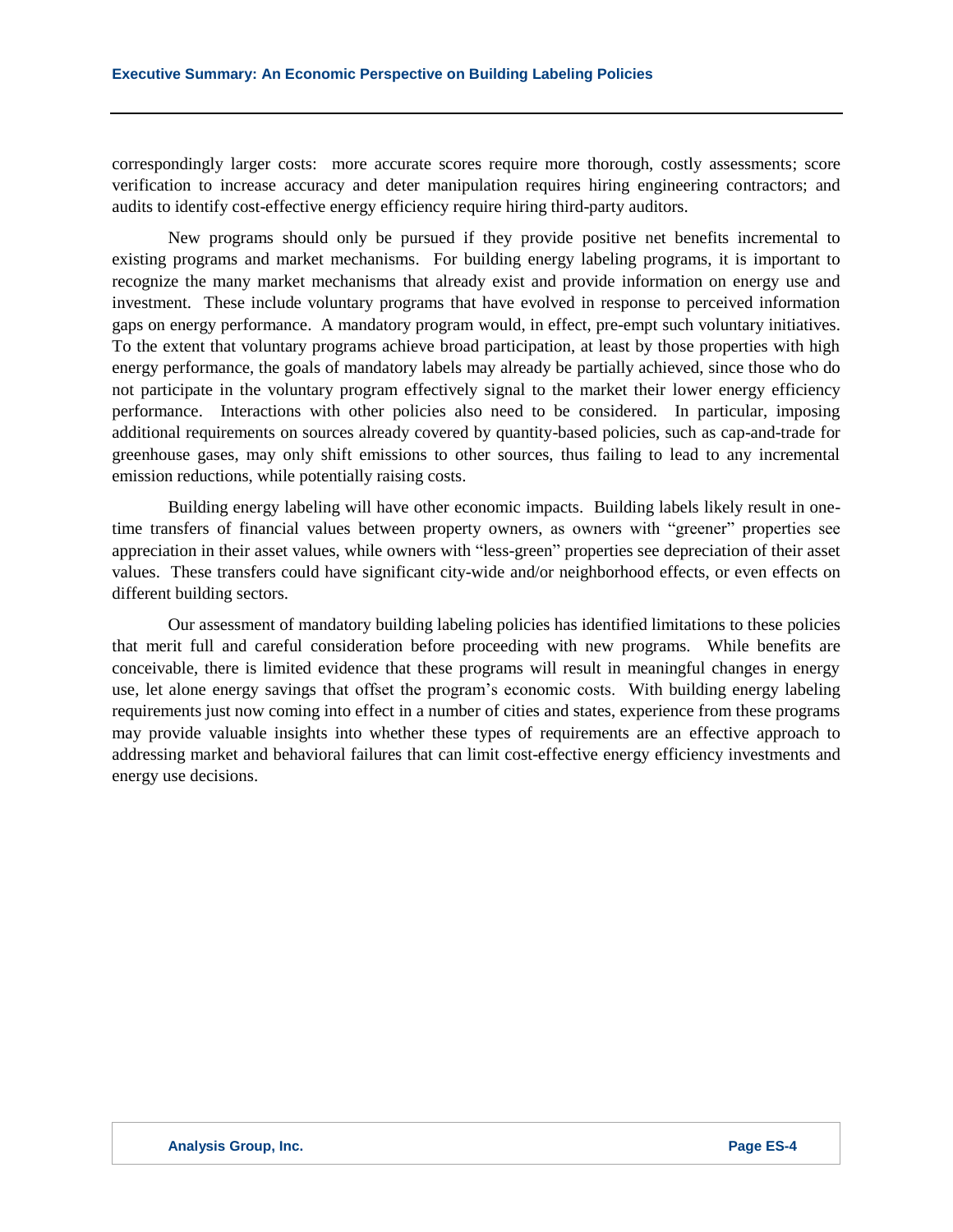correspondingly larger costs: more accurate scores require more thorough, costly assessments; score verification to increase accuracy and deter manipulation requires hiring engineering contractors; and audits to identify cost-effective energy efficiency require hiring third-party auditors.

New programs should only be pursued if they provide positive net benefits incremental to existing programs and market mechanisms. For building energy labeling programs, it is important to recognize the many market mechanisms that already exist and provide information on energy use and investment. These include voluntary programs that have evolved in response to perceived information gaps on energy performance. A mandatory program would, in effect, pre-empt such voluntary initiatives. To the extent that voluntary programs achieve broad participation, at least by those properties with high energy performance, the goals of mandatory labels may already be partially achieved, since those who do not participate in the voluntary program effectively signal to the market their lower energy efficiency performance. Interactions with other policies also need to be considered. In particular, imposing additional requirements on sources already covered by quantity-based policies, such as cap-and-trade for greenhouse gases, may only shift emissions to other sources, thus failing to lead to any incremental emission reductions, while potentially raising costs.

Building energy labeling will have other economic impacts. Building labels likely result in one-time transfers of financial values between property owners, as owners with "greener" properties see appreciation in their asset values, while owners with "less-green" properties see depreciation of their asset values. These transfers could have significant city-wide and/or neighborhood effects, or even effects on different building sectors.

Our assessment of mandatory building labeling policies has identified limitations to these policies that merit full and careful consideration before proceeding with new programs. While benefits are conceivable, there is limited evidence that these programs will result in meaningful changes in energy use, let alone energy savings that offset the program's economic costs. With building energy labeling requirements just now coming into effect in a number of cities and states, experience from these programs may provide valuable insights into whether these types of requirements are an effective approach to addressing market and behavioral failures that can limit cost-effective energy efficiency investments and energy use decisions.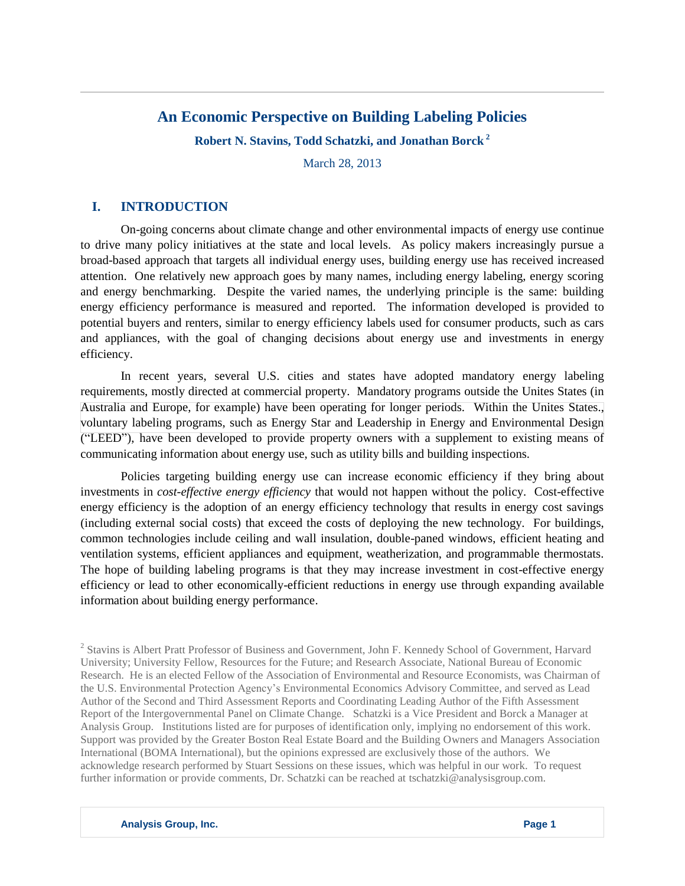# An Economic Perspective on Building Labeling Policies

**Robert N. Stavins, Todd Schatzki, and Jonathan Borck** [2]

March 28, 2013

## I. INTRODUCTION

On-going concerns about climate change and other environmental impacts of energy use continue to drive many policy initiatives at the state and local levels. As policy makers increasingly pursue a broad-based approach that targets all individual energy uses, building energy use has received increased attention. One relatively new approach goes by many names, including energy labeling, energy scoring and energy benchmarking. Despite the varied names, the underlying principle is the same: building energy efficiency performance is measured and reported. The information developed is provided to potential buyers and renters, similar to energy efficiency labels used for consumer products, such as cars and appliances, with the goal of changing decisions about energy use and investments in energy efficiency.

In recent years, several U.S. cities and states have adopted mandatory energy labeling requirements, mostly directed at commercial property. Mandatory programs outside the Unites States (in Australia and Europe, for example) have been operating for longer periods. Within the Unites States., voluntary labeling programs, such as Energy Star and Leadership in Energy and Environmental Design ("LEED"), have been developed to provide property owners with a supplement to existing means of communicating information about energy use, such as utility bills and building inspections.

Policies targeting building energy use can increase economic efficiency if they bring about investments in *cost-effective energy efficiency* that would not happen without the policy. Cost-effective energy efficiency is the adoption of an energy efficiency technology that results in energy cost savings (including external social costs) that exceed the costs of deploying the new technology. For buildings, common technologies include ceiling and wall insulation, double-paned windows, efficient heating and ventilation systems, efficient appliances and equipment, weatherization, and programmable thermostats. The hope of building labeling programs is that they may increase investment in cost-effective energy efficiency or lead to other economically-efficient reductions in energy use through expanding available information about building energy performance.

[2] Stavins is Albert Pratt Professor of Business and Government, John F. Kennedy School of Government, Harvard University; University Fellow, Resources for the Future; and Research Associate, National Bureau of Economic Research. He is an elected Fellow of the Association of Environmental and Resource Economists, was Chairman of the U.S. Environmental Protection Agency's Environmental Economics Advisory Committee, and served as Lead Author of the Second and Third Assessment Reports and Coordinating Leading Author of the Fifth Assessment Report of the Intergovernmental Panel on Climate Change. Schatzki is a Vice President and Borck a Manager at Analysis Group. Institutions listed are for purposes of identification only, implying no endorsement of this work. Support was provided by the Greater Boston Real Estate Board and the Building Owners and Managers Association International (BOMA International), but the opinions expressed are exclusively those of the authors. We acknowledge research performed by Stuart Sessions on these issues, which was helpful in our work. To request further information or provide comments, Dr. Schatzki can be reached at tschatzki@analysisgroup.com.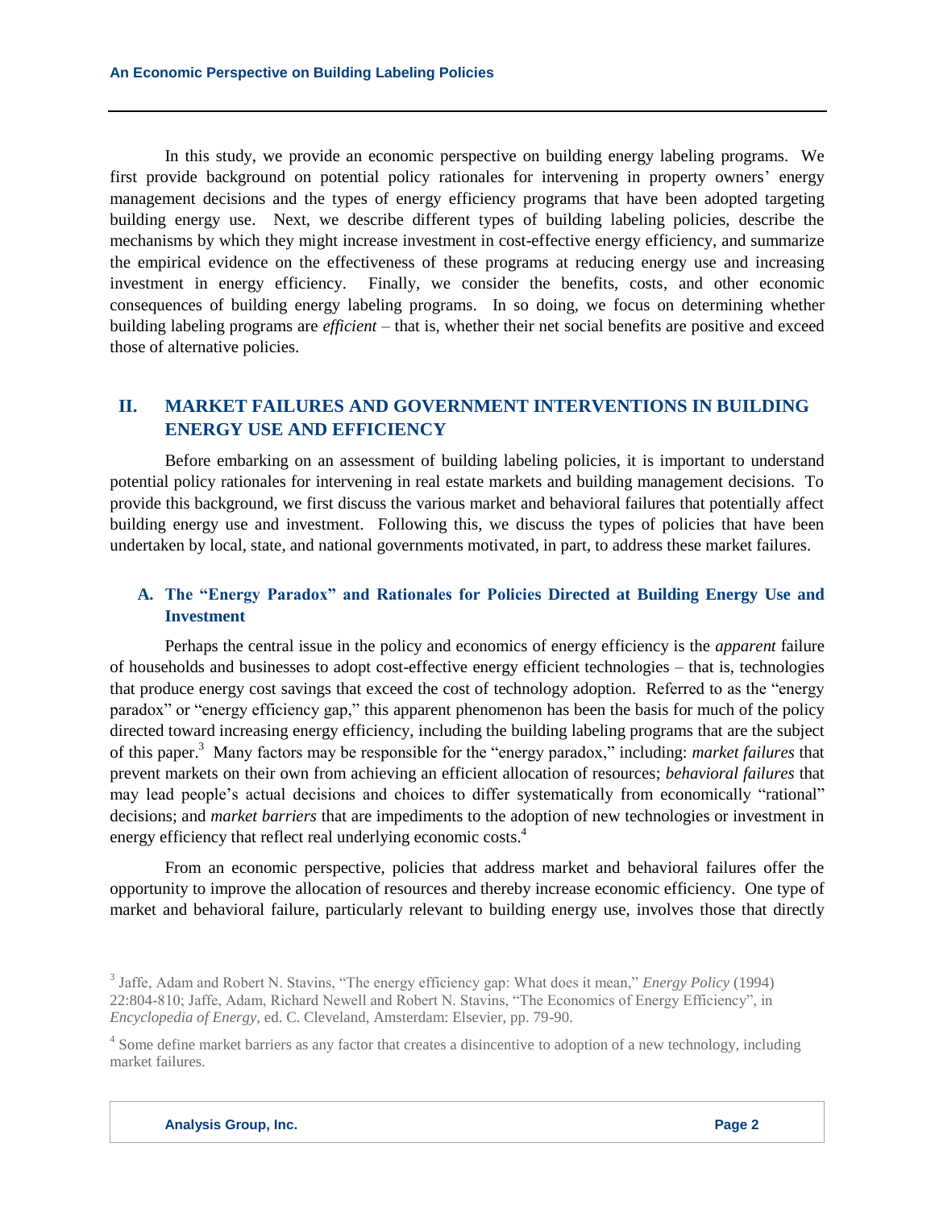In this study, we provide an economic perspective on building energy labeling programs. We first provide background on potential policy rationales for intervening in property owners' energy management decisions and the types of energy efficiency programs that have been adopted targeting building energy use. Next, we describe different types of building labeling policies, describe the mechanisms by which they might increase investment in cost-effective energy efficiency, and summarize the empirical evidence on the effectiveness of these programs at reducing energy use and increasing investment in energy efficiency. Finally, we consider the benefits, costs, and other economic consequences of building energy labeling programs. In so doing, we focus on determining whether building labeling programs are *efficient* – that is, whether their net social benefits are positive and exceed those of alternative policies.

## II. MARKET FAILURES AND GOVERNMENT INTERVENTIONS IN BUILDING ENERGY USE AND EFFICIENCY

Before embarking on an assessment of building labeling policies, it is important to understand potential policy rationales for intervening in real estate markets and building management decisions. To provide this background, we first discuss the various market and behavioral failures that potentially affect building energy use and investment. Following this, we discuss the types of policies that have been undertaken by local, state, and national governments motivated, in part, to address these market failures.

### A. The "Energy Paradox" and Rationales for Policies Directed at Building Energy Use and Investment

Perhaps the central issue in the policy and economics of energy efficiency is the *apparent* failure of households and businesses to adopt cost-effective energy efficient technologies – that is, technologies that produce energy cost savings that exceed the cost of technology adoption. Referred to as the "energy paradox" or "energy efficiency gap," this apparent phenomenon has been the basis for much of the policy directed toward increasing energy efficiency, including the building labeling programs that are the subject of this paper.[3] Many factors may be responsible for the "energy paradox," including: *market failures* that prevent markets on their own from achieving an efficient allocation of resources; *behavioral failures* that may lead people's actual decisions and choices to differ systematically from economically "rational" decisions; and *market barriers* that are impediments to the adoption of new technologies or investment in energy efficiency that reflect real underlying economic costs.[4]

From an economic perspective, policies that address market and behavioral failures offer the opportunity to improve the allocation of resources and thereby increase economic efficiency. One type of market and behavioral failure, particularly relevant to building energy use, involves those that directly

[3] Jaffe, Adam and Robert N. Stavins, "The energy efficiency gap: What does it mean," *Energy Policy* (1994) 22:804-810; Jaffe, Adam, Richard Newell and Robert N. Stavins, "The Economics of Energy Efficiency", in *Encyclopedia of Energy*, ed. C. Cleveland, Amsterdam: Elsevier, pp. 79-90.

[4] Some define market barriers as any factor that creates a disincentive to adoption of a new technology, including market failures.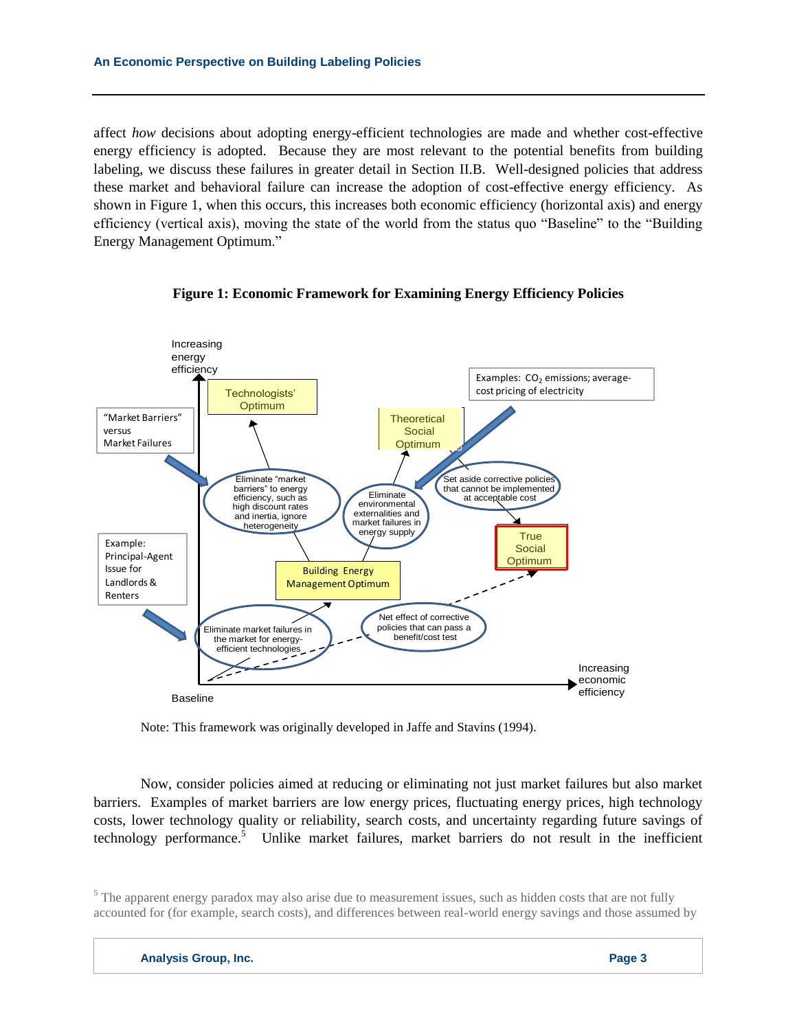affect *how* decisions about adopting energy-efficient technologies are made and whether cost-effective energy efficiency is adopted. Because they are most relevant to the potential benefits from building labeling, we discuss these failures in greater detail in Section II.B. Well-designed policies that address these market and behavioral failure can increase the adoption of cost-effective energy efficiency. As shown in Figure 1, when this occurs, this increases both economic efficiency (horizontal axis) and energy efficiency (vertical axis), moving the state of the world from the status quo "Baseline" to the "Building Energy Management Optimum."

**Figure 1: Economic Framework for Examining Energy Efficiency Policies**

Increasing energy efficiency

Technologists' Optimum

"Market Barriers" versus Market Failures

Eliminate "market barriers" to energy efficiency, such as high discount rates and inertia, ignore heterogeneity

Theoretical Social Optimum

Examples: $CO_2$ emissions; average-cost pricing of electricity

Eliminate environmental externalities and market failures in energy supply

Set aside corrective policies that cannot be implemented at acceptable cost

True Social Optimum

Example: Principal-Agent Issue for Landlords & Renters

Building Energy Management Optimum

Eliminate market failures in the market for energy-efficient technologies

Net effect of corrective policies that can pass a benefit/cost test

Increasing economic efficiency

Baseline

Note: This framework was originally developed in Jaffe and Stavins (1994).

Now, consider policies aimed at reducing or eliminating not just market failures but also market barriers. Examples of market barriers are low energy prices, fluctuating energy prices, high technology costs, lower technology quality or reliability, search costs, and uncertainty regarding future savings of technology performance.[5] Unlike market failures, market barriers do not result in the inefficient

[5] The apparent energy paradox may also arise due to measurement issues, such as hidden costs that are not fully accounted for (for example, search costs), and differences between real-world energy savings and those assumed by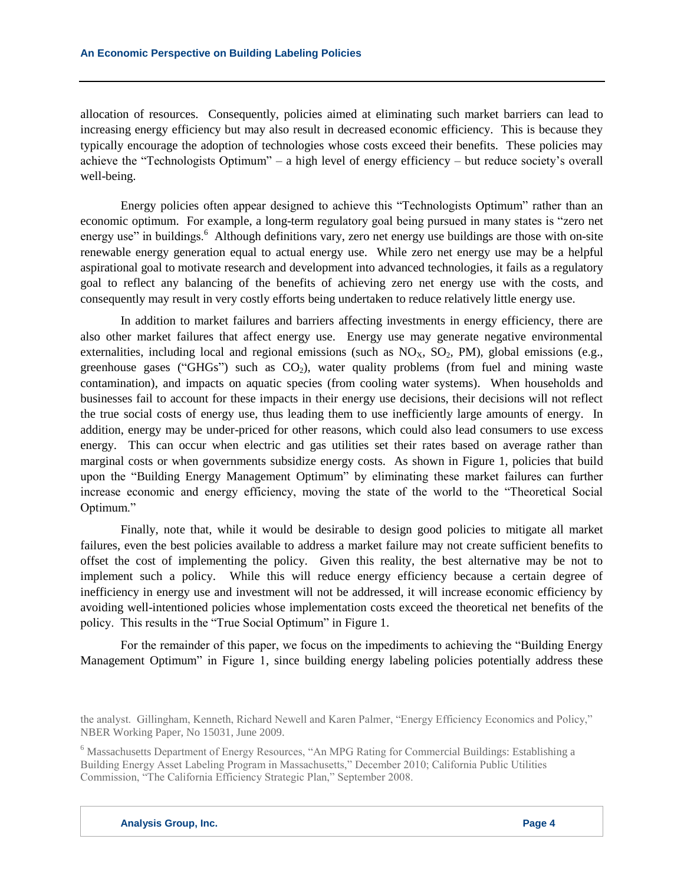allocation of resources. Consequently, policies aimed at eliminating such market barriers can lead to increasing energy efficiency but may also result in decreased economic efficiency. This is because they typically encourage the adoption of technologies whose costs exceed their benefits. These policies may achieve the "Technologists Optimum" – a high level of energy efficiency – but reduce society's overall well-being.

Energy policies often appear designed to achieve this "Technologists Optimum" rather than an economic optimum. For example, a long-term regulatory goal being pursued in many states is "zero net energy use" in buildings.[6] Although definitions vary, zero net energy use buildings are those with on-site renewable energy generation equal to actual energy use. While zero net energy use may be a helpful aspirational goal to motivate research and development into advanced technologies, it fails as a regulatory goal to reflect any balancing of the benefits of achieving zero net energy use with the costs, and consequently may result in very costly efforts being undertaken to reduce relatively little energy use.

In addition to market failures and barriers affecting investments in energy efficiency, there are also other market failures that affect energy use. Energy use may generate negative environmental externalities, including local and regional emissions (such as $NO_X$, $SO_2$, PM), global emissions (e.g., greenhouse gases ("GHGs") such as $CO_2$), water quality problems (from fuel and mining waste contamination), and impacts on aquatic species (from cooling water systems). When households and businesses fail to account for these impacts in their energy use decisions, their decisions will not reflect the true social costs of energy use, thus leading them to use inefficiently large amounts of energy. In addition, energy may be under-priced for other reasons, which could also lead consumers to use excess energy. This can occur when electric and gas utilities set their rates based on average rather than marginal costs or when governments subsidize energy costs. As shown in Figure 1, policies that build upon the "Building Energy Management Optimum" by eliminating these market failures can further increase economic and energy efficiency, moving the state of the world to the "Theoretical Social Optimum."

Finally, note that, while it would be desirable to design good policies to mitigate all market failures, even the best policies available to address a market failure may not create sufficient benefits to offset the cost of implementing the policy. Given this reality, the best alternative may be not to implement such a policy. While this will reduce energy efficiency because a certain degree of inefficiency in energy use and investment will not be addressed, it will increase economic efficiency by avoiding well-intentioned policies whose implementation costs exceed the theoretical net benefits of the policy. This results in the "True Social Optimum" in Figure 1.

For the remainder of this paper, we focus on the impediments to achieving the "Building Energy Management Optimum" in Figure 1, since building energy labeling policies potentially address these

---

the analyst. Gillingham, Kenneth, Richard Newell and Karen Palmer, "Energy Efficiency Economics and Policy," NBER Working Paper, No 15031, June 2009.

[6] Massachusetts Department of Energy Resources, "An MPG Rating for Commercial Buildings: Establishing a Building Energy Asset Labeling Program in Massachusetts," December 2010; California Public Utilities Commission, "The California Efficiency Strategic Plan," September 2008.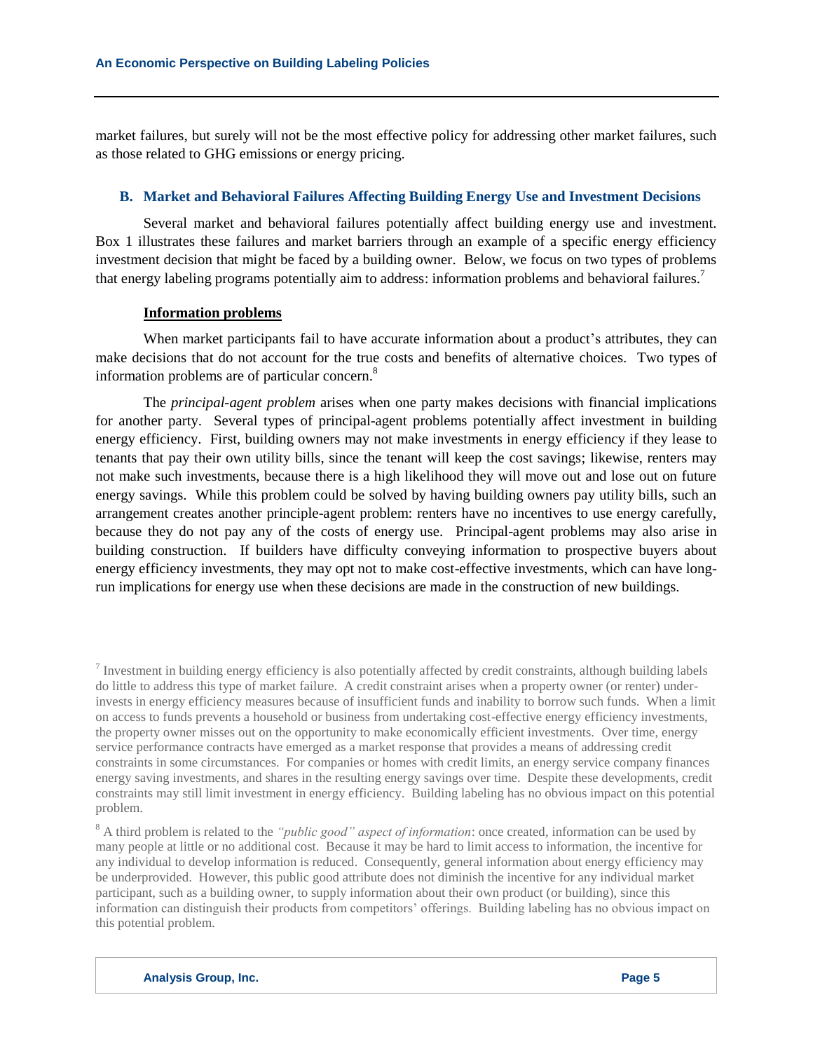market failures, but surely will not be the most effective policy for addressing other market failures, such as those related to GHG emissions or energy pricing.

### B. Market and Behavioral Failures Affecting Building Energy Use and Investment Decisions

Several market and behavioral failures potentially affect building energy use and investment. Box 1 illustrates these failures and market barriers through an example of a specific energy efficiency investment decision that might be faced by a building owner. Below, we focus on two types of problems that energy labeling programs potentially aim to address: information problems and behavioral failures.[7]

#### Information problems

When market participants fail to have accurate information about a product's attributes, they can make decisions that do not account for the true costs and benefits of alternative choices. Two types of information problems are of particular concern.[8]

The *principal-agent problem* arises when one party makes decisions with financial implications for another party. Several types of principal-agent problems potentially affect investment in building energy efficiency. First, building owners may not make investments in energy efficiency if they lease to tenants that pay their own utility bills, since the tenant will keep the cost savings; likewise, renters may not make such investments, because there is a high likelihood they will move out and lose out on future energy savings. While this problem could be solved by having building owners pay utility bills, such an arrangement creates another principle-agent problem: renters have no incentives to use energy carefully, because they do not pay any of the costs of energy use. Principal-agent problems may also arise in building construction. If builders have difficulty conveying information to prospective buyers about energy efficiency investments, they may opt not to make cost-effective investments, which can have long-run implications for energy use when these decisions are made in the construction of new buildings.

[7] Investment in building energy efficiency is also potentially affected by credit constraints, although building labels do little to address this type of market failure. A credit constraint arises when a property owner (or renter) under-invests in energy efficiency measures because of insufficient funds and inability to borrow such funds. When a limit on access to funds prevents a household or business from undertaking cost-effective energy efficiency investments, the property owner misses out on the opportunity to make economically efficient investments. Over time, energy service performance contracts have emerged as a market response that provides a means of addressing credit constraints in some circumstances. For companies or homes with credit limits, an energy service company finances energy saving investments, and shares in the resulting energy savings over time. Despite these developments, credit constraints may still limit investment in energy efficiency. Building labeling has no obvious impact on this potential problem.

[8] A third problem is related to the *"public good" aspect of information*: once created, information can be used by many people at little or no additional cost. Because it may be hard to limit access to information, the incentive for any individual to develop information is reduced. Consequently, general information about energy efficiency may be underprovided. However, this public good attribute does not diminish the incentive for any individual market participant, such as a building owner, to supply information about their own product (or building), since this information can distinguish their products from competitors' offerings. Building labeling has no obvious impact on this potential problem.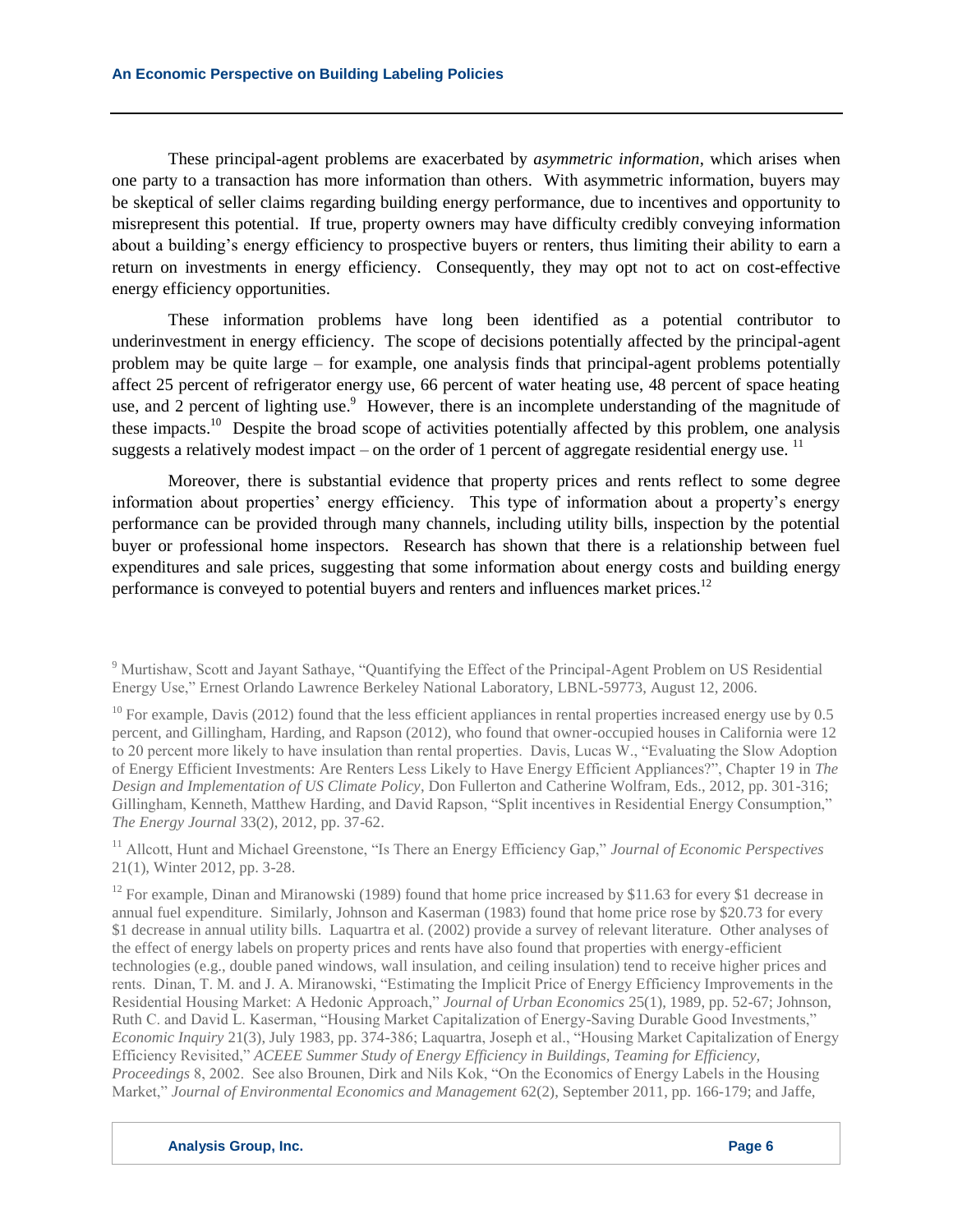These principal-agent problems are exacerbated by *asymmetric information*, which arises when one party to a transaction has more information than others. With asymmetric information, buyers may be skeptical of seller claims regarding building energy performance, due to incentives and opportunity to misrepresent this potential. If true, property owners may have difficulty credibly conveying information about a building's energy efficiency to prospective buyers or renters, thus limiting their ability to earn a return on investments in energy efficiency. Consequently, they may opt not to act on cost-effective energy efficiency opportunities.

These information problems have long been identified as a potential contributor to underinvestment in energy efficiency. The scope of decisions potentially affected by the principal-agent problem may be quite large – for example, one analysis finds that principal-agent problems potentially affect 25 percent of refrigerator energy use, 66 percent of water heating use, 48 percent of space heating use, and 2 percent of lighting use.[9] However, there is an incomplete understanding of the magnitude of these impacts.[10] Despite the broad scope of activities potentially affected by this problem, one analysis suggests a relatively modest impact – on the order of 1 percent of aggregate residential energy use. [11]

Moreover, there is substantial evidence that property prices and rents reflect to some degree information about properties' energy efficiency. This type of information about a property's energy performance can be provided through many channels, including utility bills, inspection by the potential buyer or professional home inspectors. Research has shown that there is a relationship between fuel expenditures and sale prices, suggesting that some information about energy costs and building energy performance is conveyed to potential buyers and renters and influences market prices.[12]

---

[9] Murtishaw, Scott and Jayant Sathaye, "Quantifying the Effect of the Principal-Agent Problem on US Residential Energy Use," Ernest Orlando Lawrence Berkeley National Laboratory, LBNL-59773, August 12, 2006.

[10] For example, Davis (2012) found that the less efficient appliances in rental properties increased energy use by 0.5 percent, and Gillingham, Harding, and Rapson (2012), who found that owner-occupied houses in California were 12 to 20 percent more likely to have insulation than rental properties. Davis, Lucas W., "Evaluating the Slow Adoption of Energy Efficient Investments: Are Renters Less Likely to Have Energy Efficient Appliances?", Chapter 19 in *The Design and Implementation of US Climate Policy*, Don Fullerton and Catherine Wolfram, Eds., 2012, pp. 301-316; Gillingham, Kenneth, Matthew Harding, and David Rapson, "Split incentives in Residential Energy Consumption," *The Energy Journal* 33(2), 2012, pp. 37-62.

[11] Allcott, Hunt and Michael Greenstone, "Is There an Energy Efficiency Gap," *Journal of Economic Perspectives* 21(1), Winter 2012, pp. 3-28.

[12] For example, Dinan and Miranowski (1989) found that home price increased by $11.63 for every $1 decrease in annual fuel expenditure. Similarly, Johnson and Kaserman (1983) found that home price rose by $20.73 for every $1 decrease in annual utility bills. Laquartra et al. (2002) provide a survey of relevant literature. Other analyses of the effect of energy labels on property prices and rents have also found that properties with energy-efficient technologies (e.g., double paned windows, wall insulation, and ceiling insulation) tend to receive higher prices and rents. Dinan, T. M. and J. A. Miranowski, "Estimating the Implicit Price of Energy Efficiency Improvements in the Residential Housing Market: A Hedonic Approach," *Journal of Urban Economics* 25(1), 1989, pp. 52-67; Johnson, Ruth C. and David L. Kaserman, "Housing Market Capitalization of Energy-Saving Durable Good Investments," *Economic Inquiry* 21(3), July 1983, pp. 374-386; Laquartra, Joseph et al., "Housing Market Capitalization of Energy Efficiency Revisited," *ACEEE Summer Study of Energy Efficiency in Buildings, Teaming for Efficiency, Proceedings* 8, 2002. See also Brounen, Dirk and Nils Kok, "On the Economics of Energy Labels in the Housing Market," *Journal of Environmental Economics and Management* 62(2), September 2011, pp. 166-179; and Jaffe,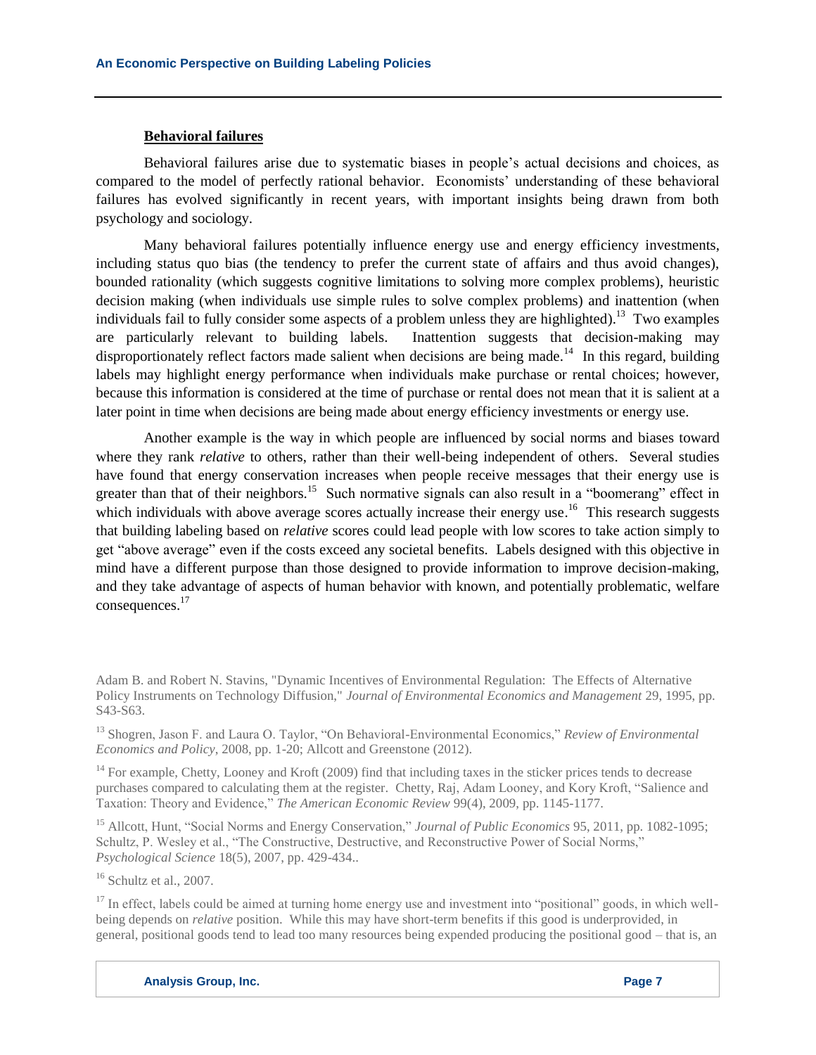**Behavioral failures**

Behavioral failures arise due to systematic biases in people's actual decisions and choices, as compared to the model of perfectly rational behavior. Economists' understanding of these behavioral failures has evolved significantly in recent years, with important insights being drawn from both psychology and sociology.

Many behavioral failures potentially influence energy use and energy efficiency investments, including status quo bias (the tendency to prefer the current state of affairs and thus avoid changes), bounded rationality (which suggests cognitive limitations to solving more complex problems), heuristic decision making (when individuals use simple rules to solve complex problems) and inattention (when individuals fail to fully consider some aspects of a problem unless they are highlighted).[13] Two examples are particularly relevant to building labels. Inattention suggests that decision-making may disproportionately reflect factors made salient when decisions are being made.[14] In this regard, building labels may highlight energy performance when individuals make purchase or rental choices; however, because this information is considered at the time of purchase or rental does not mean that it is salient at a later point in time when decisions are being made about energy efficiency investments or energy use.

Another example is the way in which people are influenced by social norms and biases toward where they rank *relative* to others, rather than their well-being independent of others. Several studies have found that energy conservation increases when people receive messages that their energy use is greater than that of their neighbors.[15] Such normative signals can also result in a "boomerang" effect in which individuals with above average scores actually increase their energy use.[16] This research suggests that building labeling based on *relative* scores could lead people with low scores to take action simply to get "above average" even if the costs exceed any societal benefits. Labels designed with this objective in mind have a different purpose than those designed to provide information to improve decision-making, and they take advantage of aspects of human behavior with known, and potentially problematic, welfare consequences.[17]

---

Adam B. and Robert N. Stavins, "Dynamic Incentives of Environmental Regulation: The Effects of Alternative Policy Instruments on Technology Diffusion," *Journal of Environmental Economics and Management* 29, 1995, pp. S43-S63.

[13] Shogren, Jason F. and Laura O. Taylor, "On Behavioral-Environmental Economics," *Review of Environmental Economics and Policy*, 2008, pp. 1-20; Allcott and Greenstone (2012).

[14] For example, Chetty, Looney and Kroft (2009) find that including taxes in the sticker prices tends to decrease purchases compared to calculating them at the register. Chetty, Raj, Adam Looney, and Kory Kroft, "Salience and Taxation: Theory and Evidence," *The American Economic Review* 99(4), 2009, pp. 1145-1177.

[15] Allcott, Hunt, "Social Norms and Energy Conservation," *Journal of Public Economics* 95, 2011, pp. 1082-1095; Schultz, P. Wesley et al., "The Constructive, Destructive, and Reconstructive Power of Social Norms," *Psychological Science* 18(5), 2007, pp. 429-434..

[16] Schultz et al., 2007.

[17] In effect, labels could be aimed at turning home energy use and investment into "positional" goods, in which well-being depends on *relative* position. While this may have short-term benefits if this good is underprovided, in general, positional goods tend to lead too many resources being expended producing the positional good – that is, an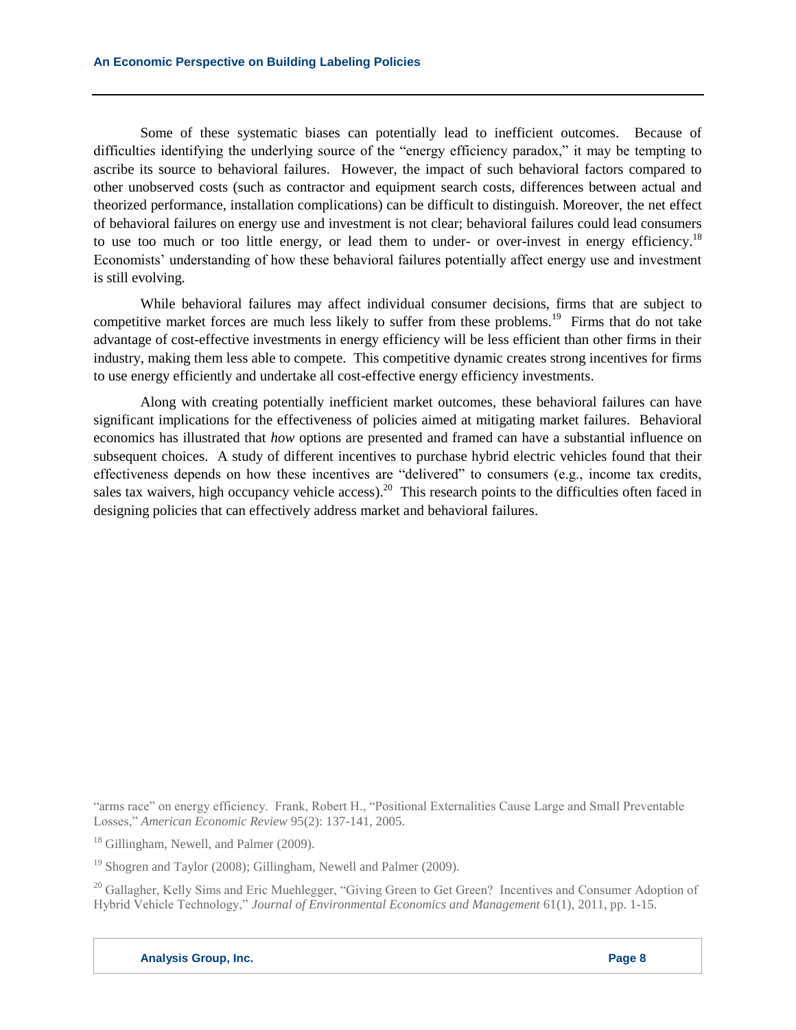Some of these systematic biases can potentially lead to inefficient outcomes. Because of difficulties identifying the underlying source of the "energy efficiency paradox," it may be tempting to ascribe its source to behavioral failures. However, the impact of such behavioral factors compared to other unobserved costs (such as contractor and equipment search costs, differences between actual and theorized performance, installation complications) can be difficult to distinguish. Moreover, the net effect of behavioral failures on energy use and investment is not clear; behavioral failures could lead consumers to use too much or too little energy, or lead them to under- or over-invest in energy efficiency.[18] Economists' understanding of how these behavioral failures potentially affect energy use and investment is still evolving.

While behavioral failures may affect individual consumer decisions, firms that are subject to competitive market forces are much less likely to suffer from these problems.[19] Firms that do not take advantage of cost-effective investments in energy efficiency will be less efficient than other firms in their industry, making them less able to compete. This competitive dynamic creates strong incentives for firms to use energy efficiently and undertake all cost-effective energy efficiency investments.

Along with creating potentially inefficient market outcomes, these behavioral failures can have significant implications for the effectiveness of policies aimed at mitigating market failures. Behavioral economics has illustrated that *how* options are presented and framed can have a substantial influence on subsequent choices. A study of different incentives to purchase hybrid electric vehicles found that their effectiveness depends on how these incentives are "delivered" to consumers (e.g., income tax credits, sales tax waivers, high occupancy vehicle access).[20] This research points to the difficulties often faced in designing policies that can effectively address market and behavioral failures.

"arms race" on energy efficiency. Frank, Robert H., "Positional Externalities Cause Large and Small Preventable Losses," *American Economic Review* 95(2): 137-141, 2005.

[18] Gillingham, Newell, and Palmer (2009).

[19] Shogren and Taylor (2008); Gillingham, Newell and Palmer (2009).

[20] Gallagher, Kelly Sims and Eric Muehlegger, "Giving Green to Get Green? Incentives and Consumer Adoption of Hybrid Vehicle Technology," *Journal of Environmental Economics and Management* 61(1), 2011, pp. 1-15.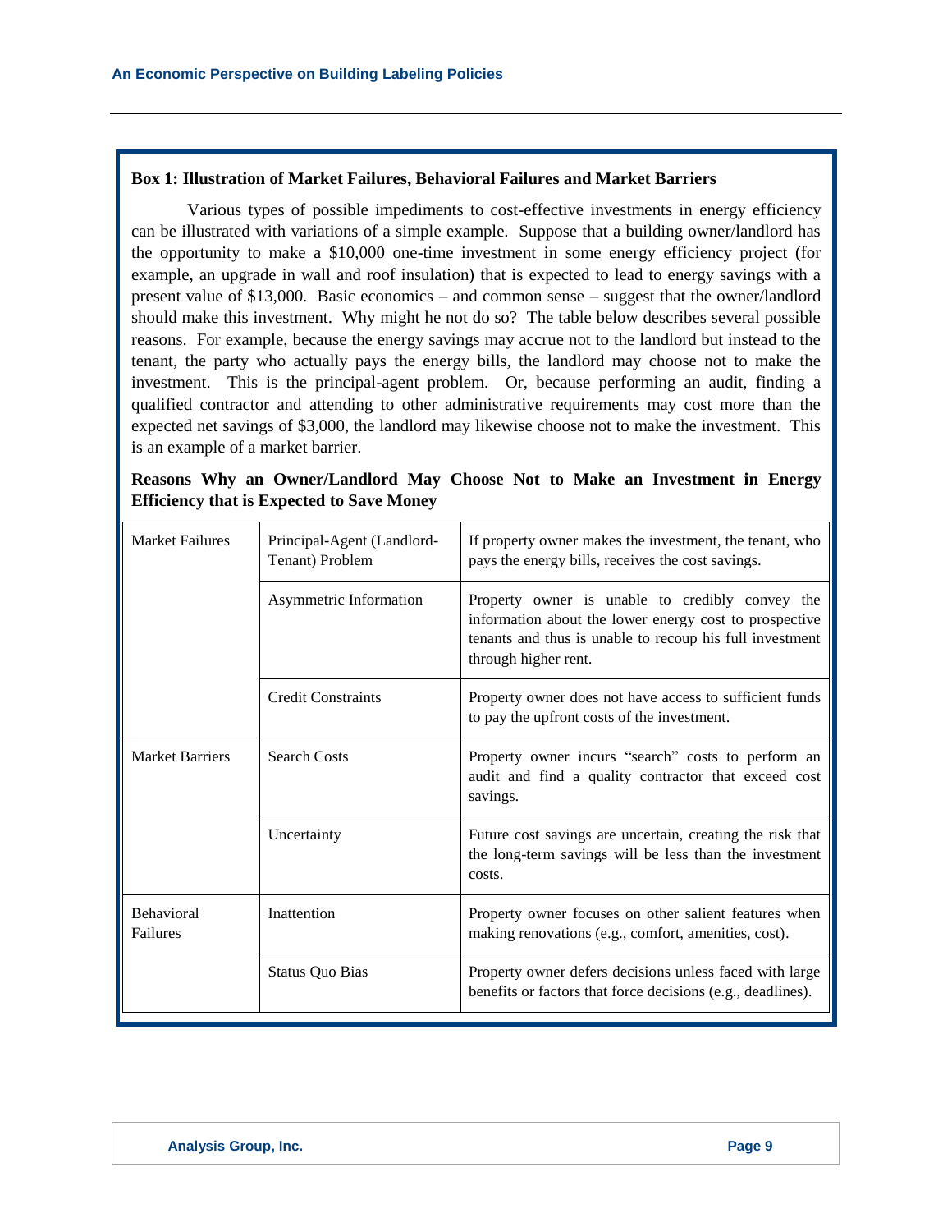**Box 1: Illustration of Market Failures, Behavioral Failures and Market Barriers**

Various types of possible impediments to cost-effective investments in energy efficiency can be illustrated with variations of a simple example. Suppose that a building owner/landlord has the opportunity to make a $10,000 one-time investment in some energy efficiency project (for example, an upgrade in wall and roof insulation) that is expected to lead to energy savings with a present value of $13,000. Basic economics – and common sense – suggest that the owner/landlord should make this investment. Why might he not do so? The table below describes several possible reasons. For example, because the energy savings may accrue not to the landlord but instead to the tenant, the party who actually pays the energy bills, the landlord may choose not to make the investment. This is the principal-agent problem. Or, because performing an audit, finding a qualified contractor and attending to other administrative requirements may cost more than the expected net savings of $3,000, the landlord may likewise choose not to make the investment. This is an example of a market barrier.

**Reasons Why an Owner/Landlord May Choose Not to Make an Investment in Energy Efficiency that is Expected to Save Money**

| | | |
|---|---|---|
| Market Failures | Principal-Agent (Landlord-Tenant) Problem | If property owner makes the investment, the tenant, who pays the energy bills, receives the cost savings. |
| | Asymmetric Information | Property owner is unable to credibly convey the information about the lower energy cost to prospective tenants and thus is unable to recoup his full investment through higher rent. |
| | Credit Constraints | Property owner does not have access to sufficient funds to pay the upfront costs of the investment. |
| Market Barriers | Search Costs | Property owner incurs "search" costs to perform an audit and find a quality contractor that exceed cost savings. |
| | Uncertainty | Future cost savings are uncertain, creating the risk that the long-term savings will be less than the investment costs. |
| Behavioral Failures | Inattention | Property owner focuses on other salient features when making renovations (e.g., comfort, amenities, cost). |
| | Status Quo Bias | Property owner defers decisions unless faced with large benefits or factors that force decisions (e.g., deadlines). |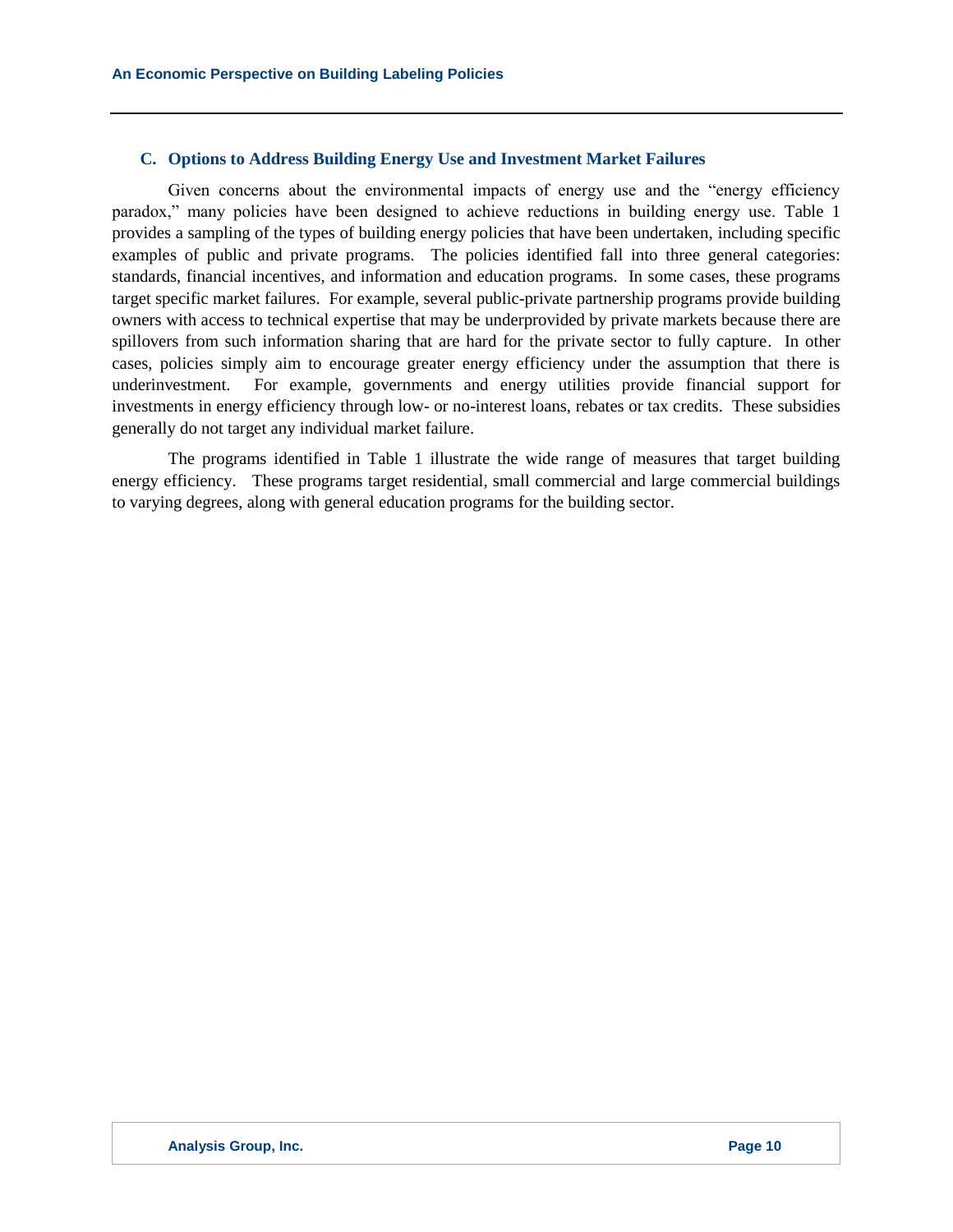### C. Options to Address Building Energy Use and Investment Market Failures

Given concerns about the environmental impacts of energy use and the "energy efficiency paradox," many policies have been designed to achieve reductions in building energy use. Table 1 provides a sampling of the types of building energy policies that have been undertaken, including specific examples of public and private programs. The policies identified fall into three general categories: standards, financial incentives, and information and education programs. In some cases, these programs target specific market failures. For example, several public-private partnership programs provide building owners with access to technical expertise that may be underprovided by private markets because there are spillovers from such information sharing that are hard for the private sector to fully capture. In other cases, policies simply aim to encourage greater energy efficiency under the assumption that there is underinvestment. For example, governments and energy utilities provide financial support for investments in energy efficiency through low- or no-interest loans, rebates or tax credits. These subsidies generally do not target any individual market failure.

The programs identified in Table 1 illustrate the wide range of measures that target building energy efficiency. These programs target residential, small commercial and large commercial buildings to varying degrees, along with general education programs for the building sector.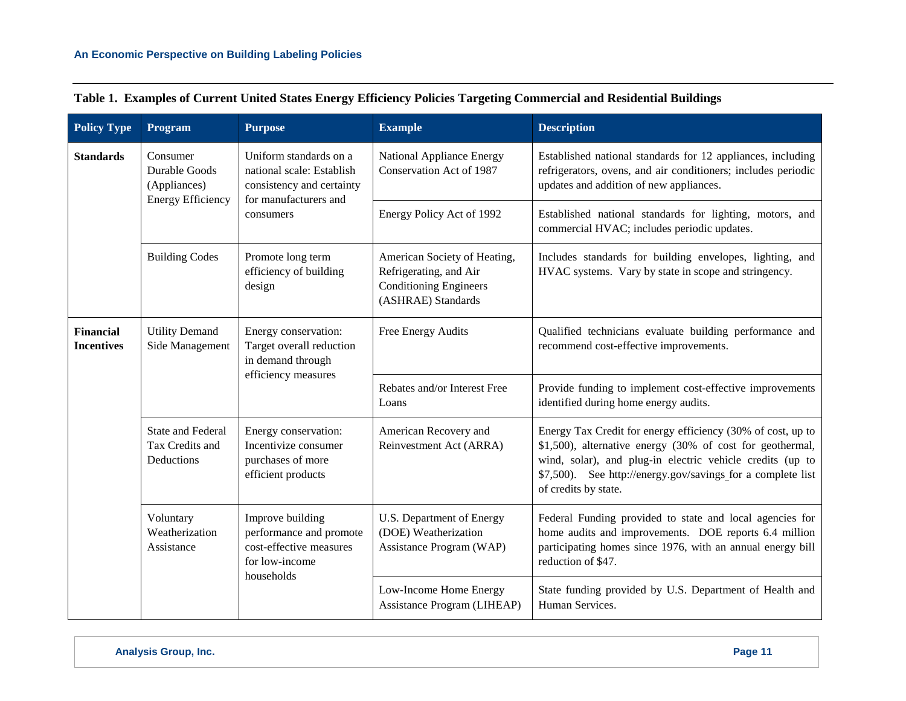**Table 1. Examples of Current United States Energy Efficiency Policies Targeting Commercial and Residential Buildings**

| Policy Type | Program | Purpose | Example | Description |
|---|---|---|---|---|
| **Standards** | Consumer Durable Goods (Appliances) Energy Efficiency | Uniform standards on a national scale: Establish consistency and certainty for manufacturers and consumers | National Appliance Energy Conservation Act of 1987 | Established national standards for 12 appliances, including refrigerators, ovens, and air conditioners; includes periodic updates and addition of new appliances. |
| | | | Energy Policy Act of 1992 | Established national standards for lighting, motors, and commercial HVAC; includes periodic updates. |
| | Building Codes | Promote long term efficiency of building design | American Society of Heating, Refrigerating, and Air Conditioning Engineers (ASHRAE) Standards | Includes standards for building envelopes, lighting, and HVAC systems. Vary by state in scope and stringency. |
| **Financial Incentives** | Utility Demand Side Management | Energy conservation: Target overall reduction in demand through efficiency measures | Free Energy Audits | Qualified technicians evaluate building performance and recommend cost-effective improvements. |
| | | | Rebates and/or Interest Free Loans | Provide funding to implement cost-effective improvements identified during home energy audits. |
| | State and Federal Tax Credits and Deductions | Energy conservation: Incentivize consumer purchases of more efficient products | American Recovery and Reinvestment Act (ARRA) | Energy Tax Credit for energy efficiency (30% of cost, up to $1,500), alternative energy (30% of cost for geothermal, wind, solar), and plug-in electric vehicle credits (up to $7,500). See http://energy.gov/savings for a complete list of credits by state. |
| | Voluntary Weatherization Assistance | Improve building performance and promote cost-effective measures for low-income households | U.S. Department of Energy (DOE) Weatherization Assistance Program (WAP) | Federal Funding provided to state and local agencies for home audits and improvements. DOE reports 6.4 million participating homes since 1976, with an annual energy bill reduction of $47. |
| | | | Low-Income Home Energy Assistance Program (LIHEAP) | State funding provided by U.S. Department of Health and Human Services. |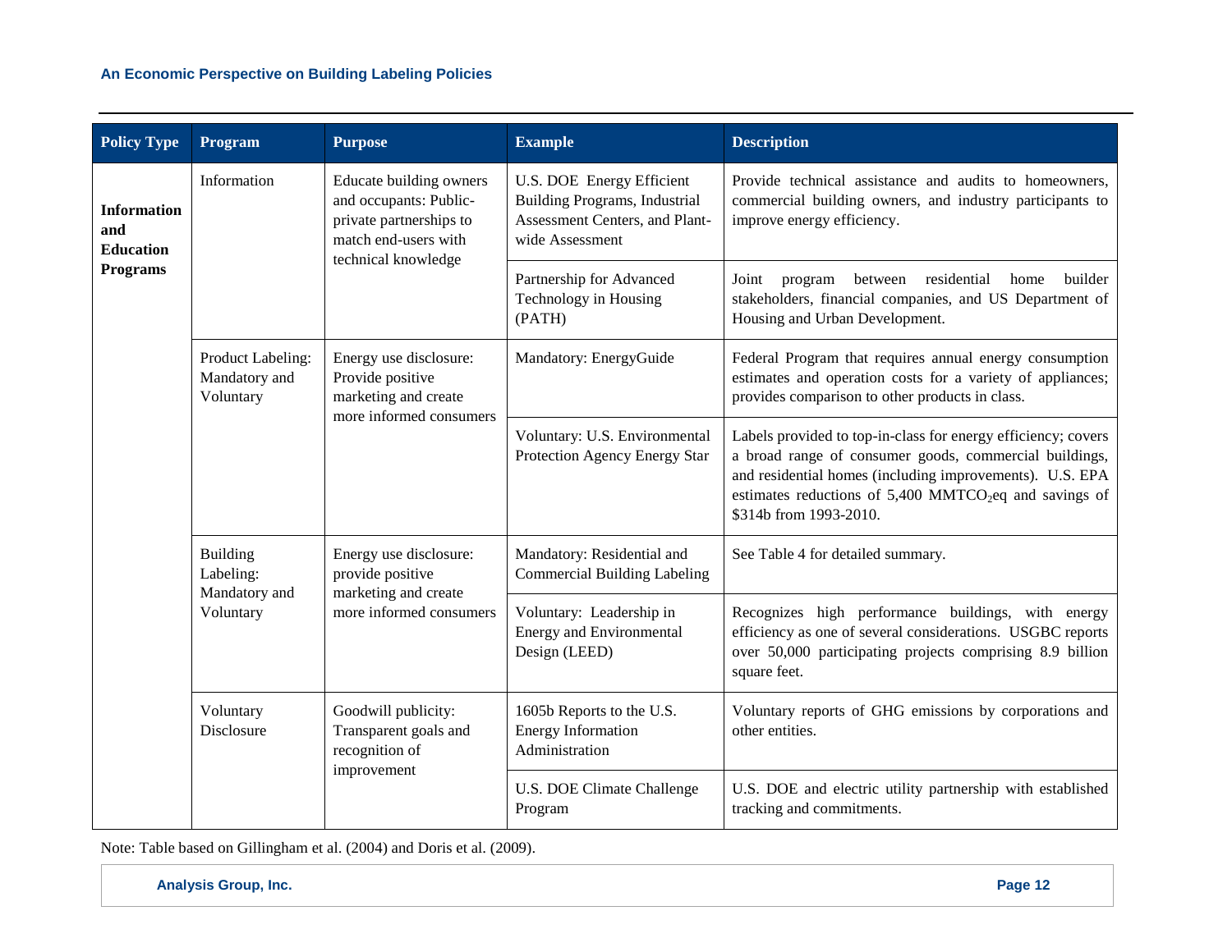| Policy Type | Program | Purpose | Example | Description |
|---|---|---|---|---|
| **Information and Education Programs** | Information | Educate building owners and occupants: Public-private partnerships to match end-users with technical knowledge | U.S. DOE Energy Efficient Building Programs, Industrial Assessment Centers, and Plant-wide Assessment | Provide technical assistance and audits to homeowners, commercial building owners, and industry participants to improve energy efficiency. |
| | | | Partnership for Advanced Technology in Housing (PATH) | Joint program between residential home builder stakeholders, financial companies, and US Department of Housing and Urban Development. |
| | Product Labeling: Mandatory and Voluntary | Energy use disclosure: Provide positive marketing and create more informed consumers | Mandatory: EnergyGuide | Federal Program that requires annual energy consumption estimates and operation costs for a variety of appliances; provides comparison to other products in class. |
| | | | Voluntary: U.S. Environmental Protection Agency Energy Star | Labels provided to top-in-class for energy efficiency; covers a broad range of consumer goods, commercial buildings, and residential homes (including improvements). U.S. EPA estimates reductions of 5,400 MMT$CO_2$eq and savings of $314b from 1993-2010. |
| | Building Labeling: Mandatory and Voluntary | Energy use disclosure: provide positive marketing and create more informed consumers | Mandatory: Residential and Commercial Building Labeling | See Table 4 for detailed summary. |
| | | | Voluntary: Leadership in Energy and Environmental Design (LEED) | Recognizes high performance buildings, with energy efficiency as one of several considerations. USGBC reports over 50,000 participating projects comprising 8.9 billion square feet. |
| | Voluntary Disclosure | Goodwill publicity: Transparent goals and recognition of improvement | 1605b Reports to the U.S. Energy Information Administration | Voluntary reports of GHG emissions by corporations and other entities. |
| | | | U.S. DOE Climate Challenge Program | U.S. DOE and electric utility partnership with established tracking and commitments. |

Note: Table based on Gillingham et al. (2004) and Doris et al. (2009).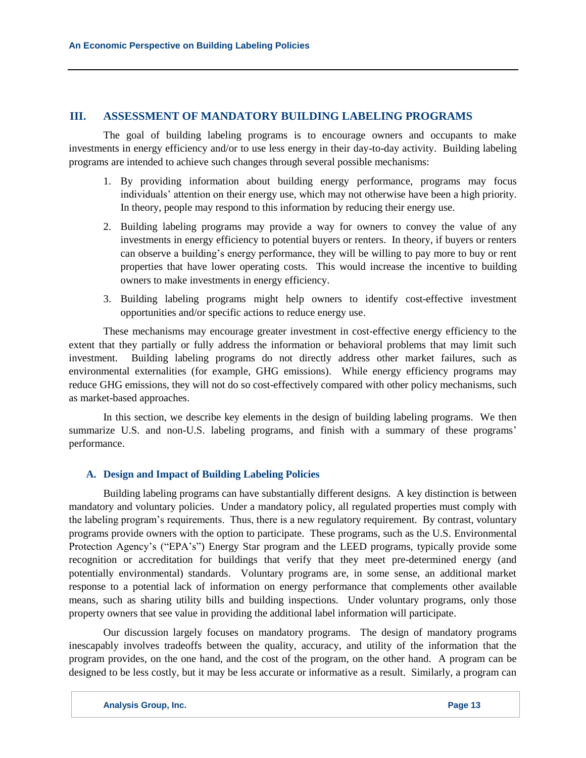## III. ASSESSMENT OF MANDATORY BUILDING LABELING PROGRAMS

The goal of building labeling programs is to encourage owners and occupants to make investments in energy efficiency and/or to use less energy in their day-to-day activity. Building labeling programs are intended to achieve such changes through several possible mechanisms:

1. By providing information about building energy performance, programs may focus individuals' attention on their energy use, which may not otherwise have been a high priority. In theory, people may respond to this information by reducing their energy use.
2. Building labeling programs may provide a way for owners to convey the value of any investments in energy efficiency to potential buyers or renters. In theory, if buyers or renters can observe a building's energy performance, they will be willing to pay more to buy or rent properties that have lower operating costs. This would increase the incentive to building owners to make investments in energy efficiency.
3. Building labeling programs might help owners to identify cost-effective investment opportunities and/or specific actions to reduce energy use.

These mechanisms may encourage greater investment in cost-effective energy efficiency to the extent that they partially or fully address the information or behavioral problems that may limit such investment. Building labeling programs do not directly address other market failures, such as environmental externalities (for example, GHG emissions). While energy efficiency programs may reduce GHG emissions, they will not do so cost-effectively compared with other policy mechanisms, such as market-based approaches.

In this section, we describe key elements in the design of building labeling programs. We then summarize U.S. and non-U.S. labeling programs, and finish with a summary of these programs' performance.

### A. Design and Impact of Building Labeling Policies

Building labeling programs can have substantially different designs. A key distinction is between mandatory and voluntary policies. Under a mandatory policy, all regulated properties must comply with the labeling program's requirements. Thus, there is a new regulatory requirement. By contrast, voluntary programs provide owners with the option to participate. These programs, such as the U.S. Environmental Protection Agency's ("EPA's") Energy Star program and the LEED programs, typically provide some recognition or accreditation for buildings that verify that they meet pre-determined energy (and potentially environmental) standards. Voluntary programs are, in some sense, an additional market response to a potential lack of information on energy performance that complements other available means, such as sharing utility bills and building inspections. Under voluntary programs, only those property owners that see value in providing the additional label information will participate.

Our discussion largely focuses on mandatory programs. The design of mandatory programs inescapably involves tradeoffs between the quality, accuracy, and utility of the information that the program provides, on the one hand, and the cost of the program, on the other hand. A program can be designed to be less costly, but it may be less accurate or informative as a result. Similarly, a program can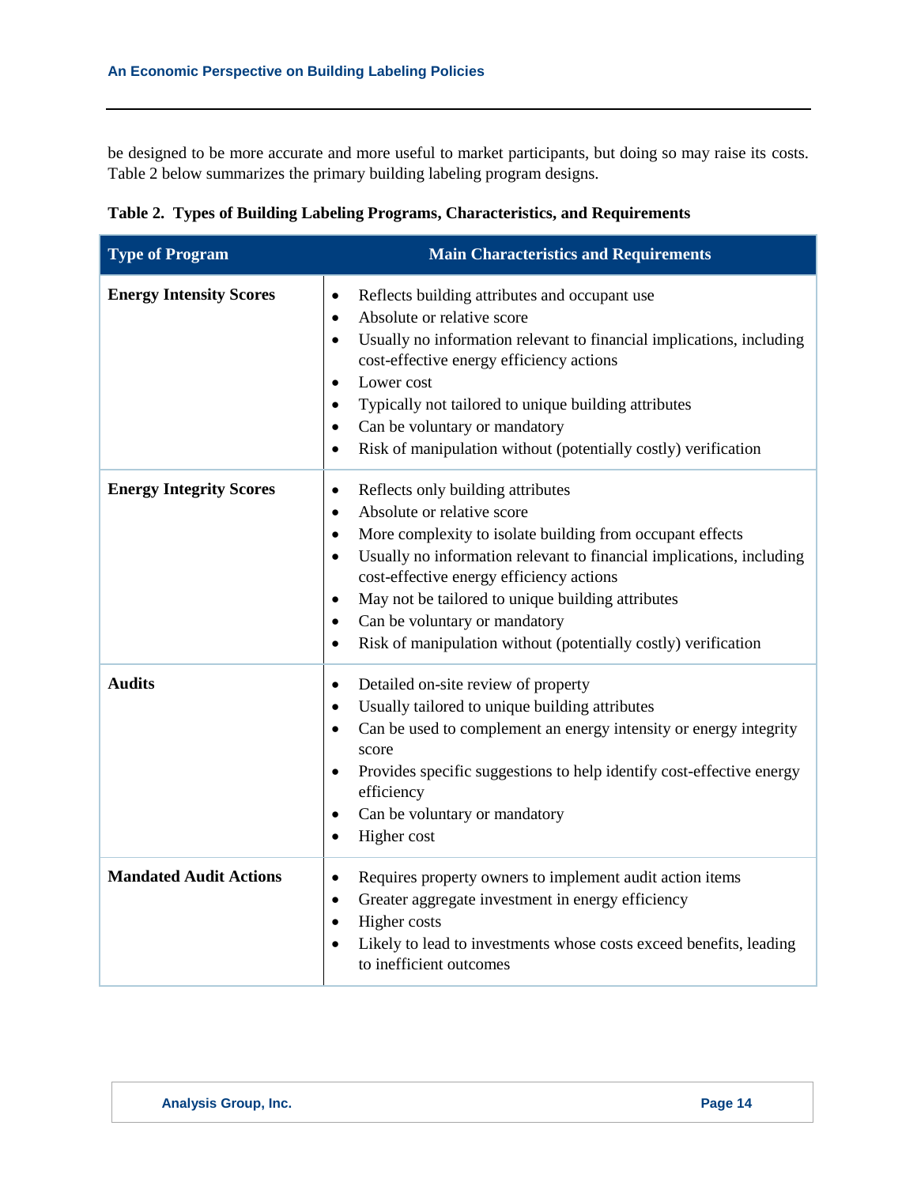be designed to be more accurate and more useful to market participants, but doing so may raise its costs. Table 2 below summarizes the primary building labeling program designs.

**Table 2. Types of Building Labeling Programs, Characteristics, and Requirements**

| Type of Program | Main Characteristics and Requirements |
| --- | --- |
| **Energy Intensity Scores** | • Reflects building attributes and occupant use<br>• Absolute or relative score<br>• Usually no information relevant to financial implications, including cost-effective energy efficiency actions<br>• Lower cost<br>• Typically not tailored to unique building attributes<br>• Can be voluntary or mandatory<br>• Risk of manipulation without (potentially costly) verification |
| **Energy Integrity Scores** | • Reflects only building attributes<br>• Absolute or relative score<br>• More complexity to isolate building from occupant effects<br>• Usually no information relevant to financial implications, including cost-effective energy efficiency actions<br>• May not be tailored to unique building attributes<br>• Can be voluntary or mandatory<br>• Risk of manipulation without (potentially costly) verification |
| **Audits** | • Detailed on-site review of property<br>• Usually tailored to unique building attributes<br>• Can be used to complement an energy intensity or energy integrity score<br>• Provides specific suggestions to help identify cost-effective energy efficiency<br>• Can be voluntary or mandatory<br>• Higher cost |
| **Mandated Audit Actions** | • Requires property owners to implement audit action items<br>• Greater aggregate investment in energy efficiency<br>• Higher costs<br>• Likely to lead to investments whose costs exceed benefits, leading to inefficient outcomes |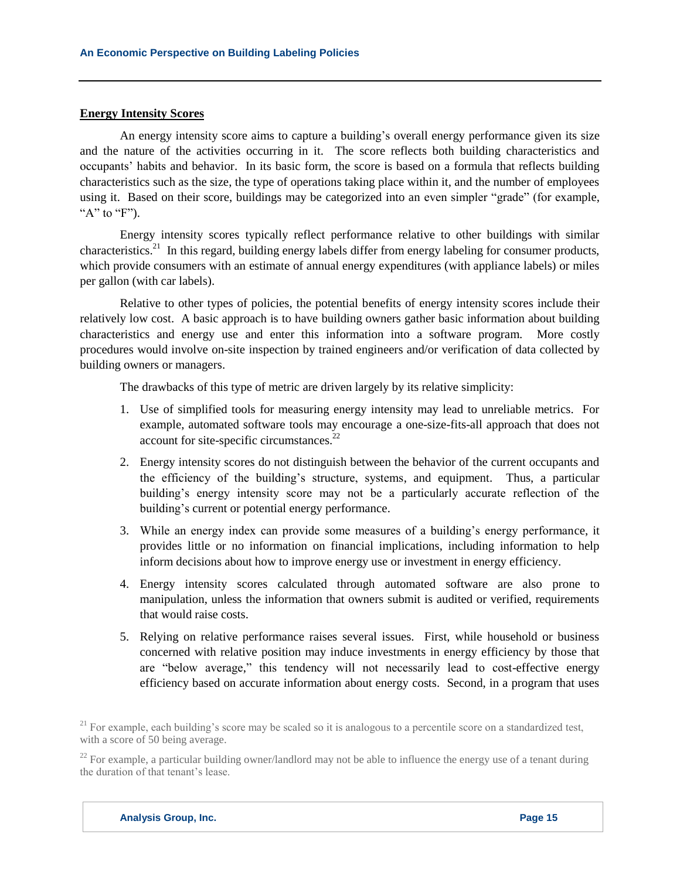## Energy Intensity Scores

An energy intensity score aims to capture a building's overall energy performance given its size and the nature of the activities occurring in it. The score reflects both building characteristics and occupants' habits and behavior. In its basic form, the score is based on a formula that reflects building characteristics such as the size, the type of operations taking place within it, and the number of employees using it. Based on their score, buildings may be categorized into an even simpler "grade" (for example, "A" to "F").

Energy intensity scores typically reflect performance relative to other buildings with similar characteristics.[21] In this regard, building energy labels differ from energy labeling for consumer products, which provide consumers with an estimate of annual energy expenditures (with appliance labels) or miles per gallon (with car labels).

Relative to other types of policies, the potential benefits of energy intensity scores include their relatively low cost. A basic approach is to have building owners gather basic information about building characteristics and energy use and enter this information into a software program. More costly procedures would involve on-site inspection by trained engineers and/or verification of data collected by building owners or managers.

The drawbacks of this type of metric are driven largely by its relative simplicity:

1. Use of simplified tools for measuring energy intensity may lead to unreliable metrics. For example, automated software tools may encourage a one-size-fits-all approach that does not account for site-specific circumstances.[22]
2. Energy intensity scores do not distinguish between the behavior of the current occupants and the efficiency of the building's structure, systems, and equipment. Thus, a particular building's energy intensity score may not be a particularly accurate reflection of the building's current or potential energy performance.
3. While an energy index can provide some measures of a building's energy performance, it provides little or no information on financial implications, including information to help inform decisions about how to improve energy use or investment in energy efficiency.
4. Energy intensity scores calculated through automated software are also prone to manipulation, unless the information that owners submit is audited or verified, requirements that would raise costs.
5. Relying on relative performance raises several issues. First, while household or business concerned with relative position may induce investments in energy efficiency by those that are "below average," this tendency will not necessarily lead to cost-effective energy efficiency based on accurate information about energy costs. Second, in a program that uses

[21] For example, each building's score may be scaled so it is analogous to a percentile score on a standardized test, with a score of 50 being average.

[22] For example, a particular building owner/landlord may not be able to influence the energy use of a tenant during the duration of that tenant's lease.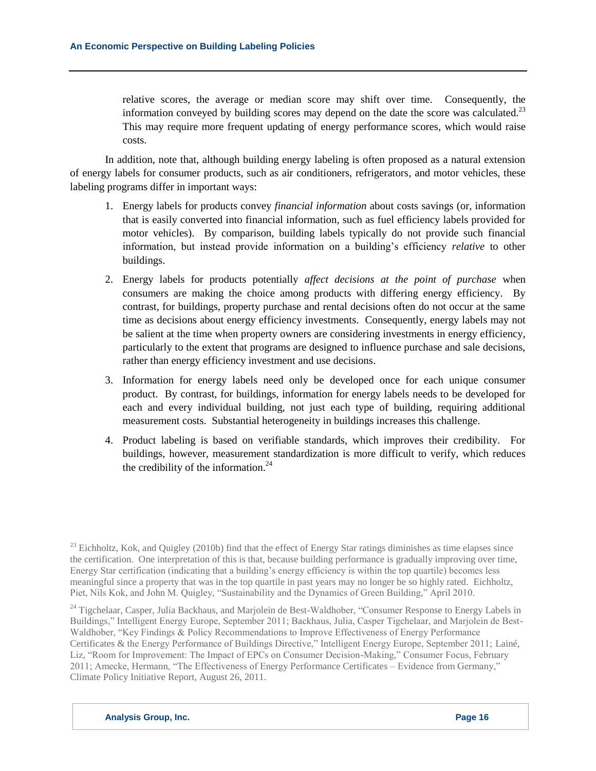relative scores, the average or median score may shift over time. Consequently, the information conveyed by building scores may depend on the date the score was calculated.[23] This may require more frequent updating of energy performance scores, which would raise costs.

In addition, note that, although building energy labeling is often proposed as a natural extension of energy labels for consumer products, such as air conditioners, refrigerators, and motor vehicles, these labeling programs differ in important ways:

1. Energy labels for products convey *financial information* about costs savings (or, information that is easily converted into financial information, such as fuel efficiency labels provided for motor vehicles). By comparison, building labels typically do not provide such financial information, but instead provide information on a building's efficiency *relative* to other buildings.
2. Energy labels for products potentially *affect decisions at the point of purchase* when consumers are making the choice among products with differing energy efficiency. By contrast, for buildings, property purchase and rental decisions often do not occur at the same time as decisions about energy efficiency investments. Consequently, energy labels may not be salient at the time when property owners are considering investments in energy efficiency, particularly to the extent that programs are designed to influence purchase and sale decisions, rather than energy efficiency investment and use decisions.
3. Information for energy labels need only be developed once for each unique consumer product. By contrast, for buildings, information for energy labels needs to be developed for each and every individual building, not just each type of building, requiring additional measurement costs. Substantial heterogeneity in buildings increases this challenge.
4. Product labeling is based on verifiable standards, which improves their credibility. For buildings, however, measurement standardization is more difficult to verify, which reduces the credibility of the information.[24]

---

[23] Eichholtz, Kok, and Quigley (2010b) find that the effect of Energy Star ratings diminishes as time elapses since the certification. One interpretation of this is that, because building performance is gradually improving over time, Energy Star certification (indicating that a building's energy efficiency is within the top quartile) becomes less meaningful since a property that was in the top quartile in past years may no longer be so highly rated. Eichholtz, Piet, Nils Kok, and John M. Quigley, "Sustainability and the Dynamics of Green Building," April 2010.

[24] Tigchelaar, Casper, Julia Backhaus, and Marjolein de Best-Waldhober, "Consumer Response to Energy Labels in Buildings," Intelligent Energy Europe, September 2011; Backhaus, Julia, Casper Tigchelaar, and Marjolein de Best-Waldhober, "Key Findings & Policy Recommendations to Improve Effectiveness of Energy Performance Certificates & the Energy Performance of Buildings Directive," Intelligent Energy Europe, September 2011; Lainé, Liz, "Room for Improvement: The Impact of EPCs on Consumer Decision-Making," Consumer Focus, February 2011; Amecke, Hermann, "The Effectiveness of Energy Performance Certificates – Evidence from Germany," Climate Policy Initiative Report, August 26, 2011.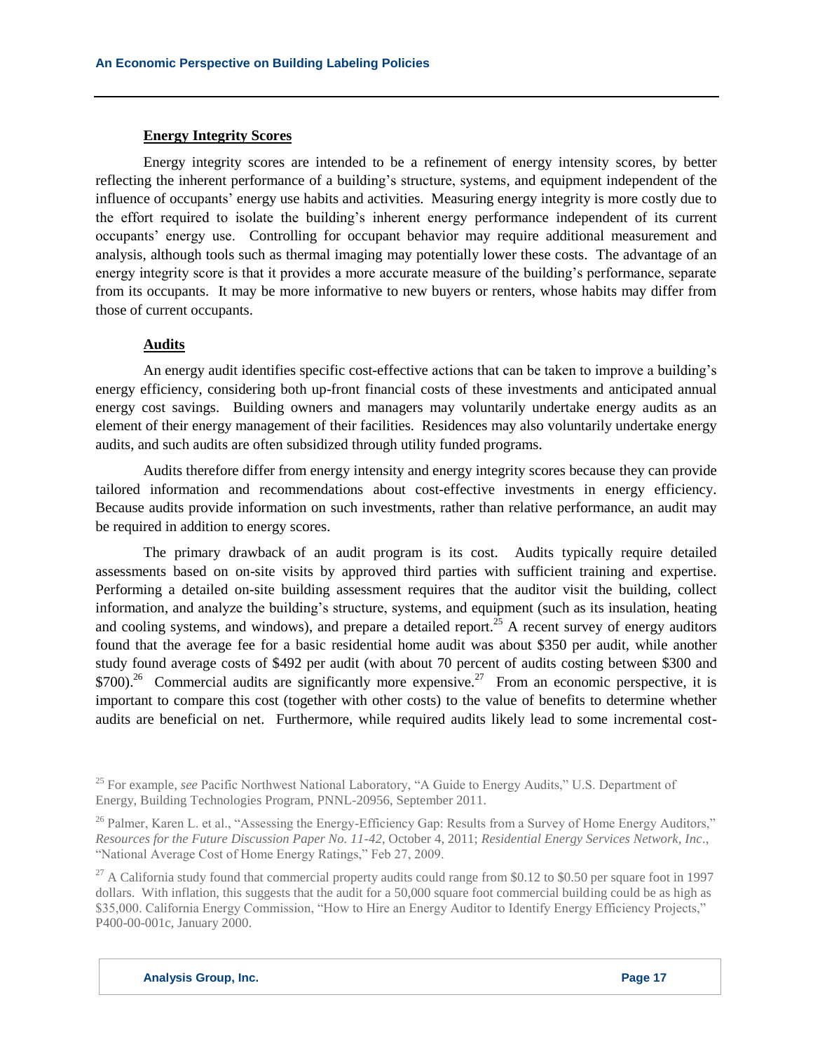**Energy Integrity Scores**

Energy integrity scores are intended to be a refinement of energy intensity scores, by better reflecting the inherent performance of a building's structure, systems, and equipment independent of the influence of occupants' energy use habits and activities. Measuring energy integrity is more costly due to the effort required to isolate the building's inherent energy performance independent of its current occupants' energy use. Controlling for occupant behavior may require additional measurement and analysis, although tools such as thermal imaging may potentially lower these costs. The advantage of an energy integrity score is that it provides a more accurate measure of the building's performance, separate from its occupants. It may be more informative to new buyers or renters, whose habits may differ from those of current occupants.

**Audits**

An energy audit identifies specific cost-effective actions that can be taken to improve a building's energy efficiency, considering both up-front financial costs of these investments and anticipated annual energy cost savings. Building owners and managers may voluntarily undertake energy audits as an element of their energy management of their facilities. Residences may also voluntarily undertake energy audits, and such audits are often subsidized through utility funded programs.

Audits therefore differ from energy intensity and energy integrity scores because they can provide tailored information and recommendations about cost-effective investments in energy efficiency. Because audits provide information on such investments, rather than relative performance, an audit may be required in addition to energy scores.

The primary drawback of an audit program is its cost. Audits typically require detailed assessments based on on-site visits by approved third parties with sufficient training and expertise. Performing a detailed on-site building assessment requires that the auditor visit the building, collect information, and analyze the building's structure, systems, and equipment (such as its insulation, heating and cooling systems, and windows), and prepare a detailed report.[25] A recent survey of energy auditors found that the average fee for a basic residential home audit was about $350 per audit, while another study found average costs of $492 per audit (with about 70 percent of audits costing between $300 and $700).[26] Commercial audits are significantly more expensive.[27] From an economic perspective, it is important to compare this cost (together with other costs) to the value of benefits to determine whether audits are beneficial on net. Furthermore, while required audits likely lead to some incremental cost-

[25] For example, *see* Pacific Northwest National Laboratory, "A Guide to Energy Audits," U.S. Department of Energy, Building Technologies Program, PNNL-20956, September 2011.

[26] Palmer, Karen L. et al., "Assessing the Energy-Efficiency Gap: Results from a Survey of Home Energy Auditors," *Resources for the Future Discussion Paper No. 11-42*, October 4, 2011; *Residential Energy Services Network, Inc*., "National Average Cost of Home Energy Ratings," Feb 27, 2009.

[27] A California study found that commercial property audits could range from $0.12 to $0.50 per square foot in 1997 dollars. With inflation, this suggests that the audit for a 50,000 square foot commercial building could be as high as $35,000. California Energy Commission, "How to Hire an Energy Auditor to Identify Energy Efficiency Projects," P400-00-001c, January 2000.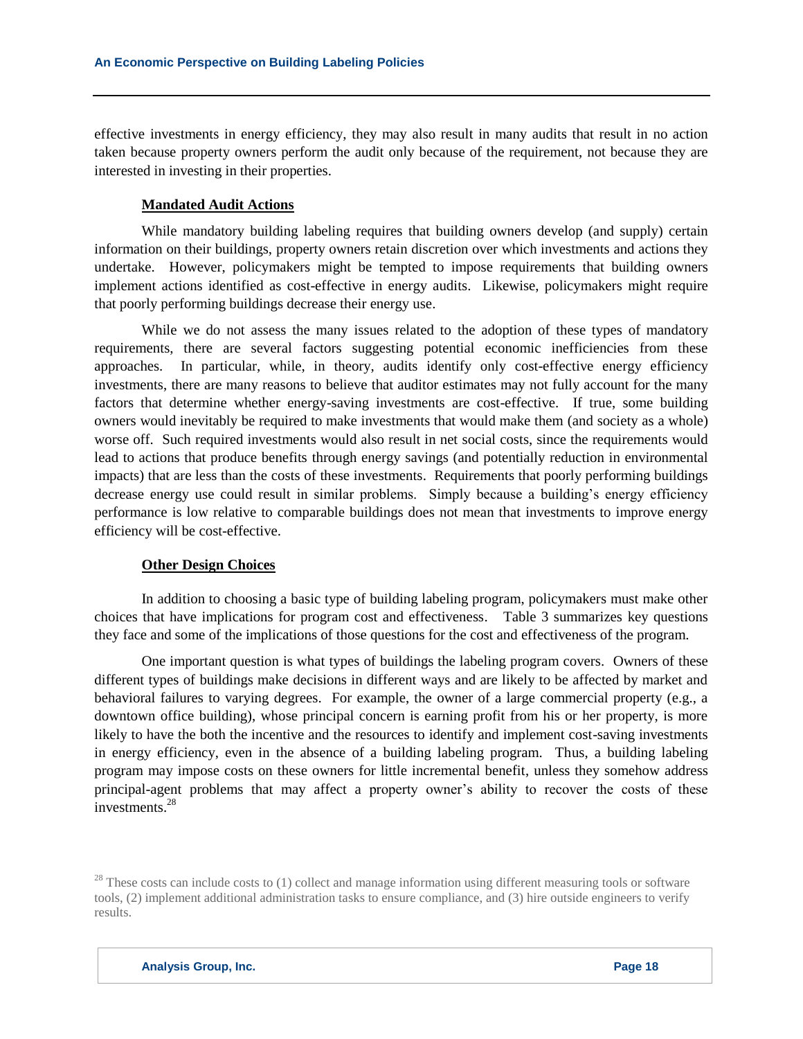effective investments in energy efficiency, they may also result in many audits that result in no action taken because property owners perform the audit only because of the requirement, not because they are interested in investing in their properties.

### Mandated Audit Actions

While mandatory building labeling requires that building owners develop (and supply) certain information on their buildings, property owners retain discretion over which investments and actions they undertake. However, policymakers might be tempted to impose requirements that building owners implement actions identified as cost-effective in energy audits. Likewise, policymakers might require that poorly performing buildings decrease their energy use.

While we do not assess the many issues related to the adoption of these types of mandatory requirements, there are several factors suggesting potential economic inefficiencies from these approaches. In particular, while, in theory, audits identify only cost-effective energy efficiency investments, there are many reasons to believe that auditor estimates may not fully account for the many factors that determine whether energy-saving investments are cost-effective. If true, some building owners would inevitably be required to make investments that would make them (and society as a whole) worse off. Such required investments would also result in net social costs, since the requirements would lead to actions that produce benefits through energy savings (and potentially reduction in environmental impacts) that are less than the costs of these investments. Requirements that poorly performing buildings decrease energy use could result in similar problems. Simply because a building's energy efficiency performance is low relative to comparable buildings does not mean that investments to improve energy efficiency will be cost-effective.

### Other Design Choices

In addition to choosing a basic type of building labeling program, policymakers must make other choices that have implications for program cost and effectiveness. Table 3 summarizes key questions they face and some of the implications of those questions for the cost and effectiveness of the program.

One important question is what types of buildings the labeling program covers. Owners of these different types of buildings make decisions in different ways and are likely to be affected by market and behavioral failures to varying degrees. For example, the owner of a large commercial property (e.g., a downtown office building), whose principal concern is earning profit from his or her property, is more likely to have the both the incentive and the resources to identify and implement cost-saving investments in energy efficiency, even in the absence of a building labeling program. Thus, a building labeling program may impose costs on these owners for little incremental benefit, unless they somehow address principal-agent problems that may affect a property owner's ability to recover the costs of these investments.[28]

[28] These costs can include costs to (1) collect and manage information using different measuring tools or software tools, (2) implement additional administration tasks to ensure compliance, and (3) hire outside engineers to verify results.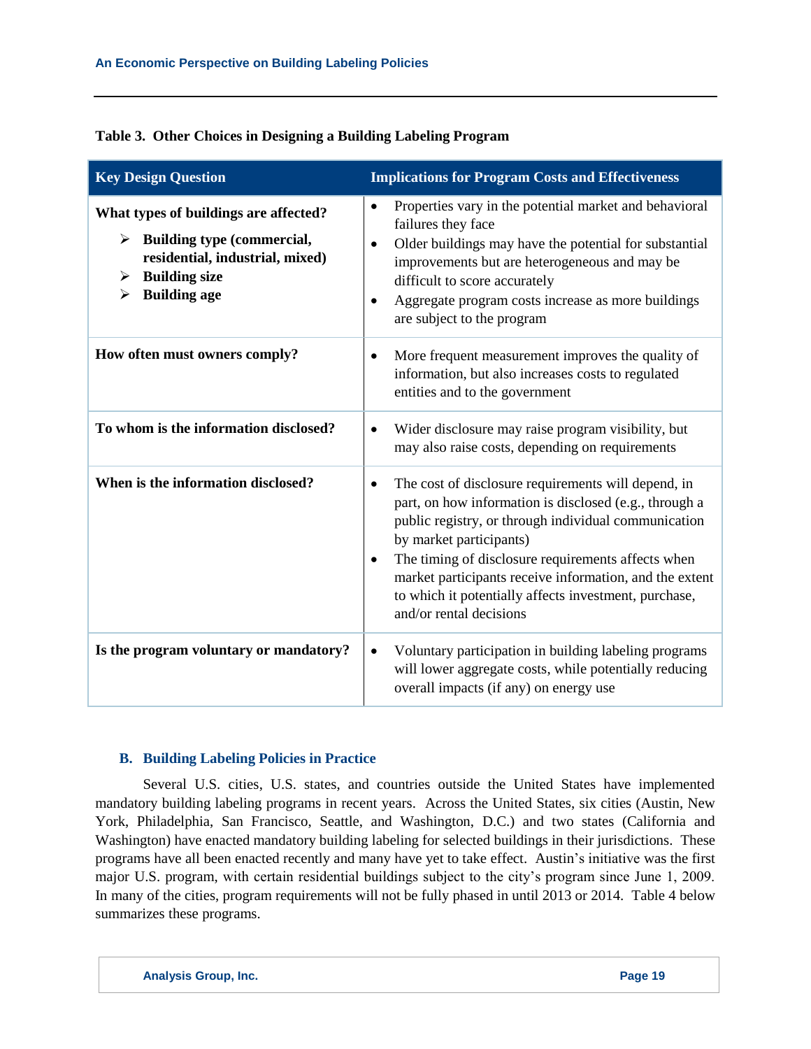**Table 3. Other Choices in Designing a Building Labeling Program**

| Key Design Question | Implications for Program Costs and Effectiveness |
|---|---|
| **What types of buildings are affected?**<br>➢ **Building type (commercial, residential, industrial, mixed)**<br>➢ **Building size**<br>➢ **Building age** | • Properties vary in the potential market and behavioral failures they face<br>• Older buildings may have the potential for substantial improvements but are heterogeneous and may be difficult to score accurately<br>• Aggregate program costs increase as more buildings are subject to the program |
| **How often must owners comply?** | • More frequent measurement improves the quality of information, but also increases costs to regulated entities and to the government |
| **To whom is the information disclosed?** | • Wider disclosure may raise program visibility, but may also raise costs, depending on requirements |
| **When is the information disclosed?** | • The cost of disclosure requirements will depend, in part, on how information is disclosed (e.g., through a public registry, or through individual communication by market participants)<br>• The timing of disclosure requirements affects when market participants receive information, and the extent to which it potentially affects investment, purchase, and/or rental decisions |
| **Is the program voluntary or mandatory?** | • Voluntary participation in building labeling programs will lower aggregate costs, while potentially reducing overall impacts (if any) on energy use |

### B. Building Labeling Policies in Practice

Several U.S. cities, U.S. states, and countries outside the United States have implemented mandatory building labeling programs in recent years. Across the United States, six cities (Austin, New York, Philadelphia, San Francisco, Seattle, and Washington, D.C.) and two states (California and Washington) have enacted mandatory building labeling for selected buildings in their jurisdictions. These programs have all been enacted recently and many have yet to take effect. Austin's initiative was the first major U.S. program, with certain residential buildings subject to the city's program since June 1, 2009. In many of the cities, program requirements will not be fully phased in until 2013 or 2014. Table 4 below summarizes these programs.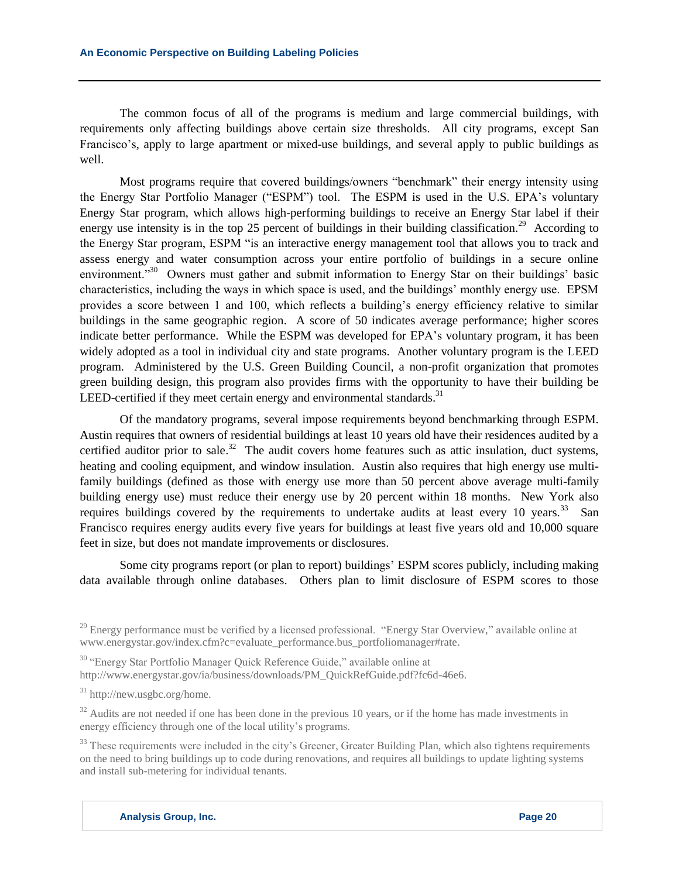The common focus of all of the programs is medium and large commercial buildings, with requirements only affecting buildings above certain size thresholds. All city programs, except San Francisco's, apply to large apartment or mixed-use buildings, and several apply to public buildings as well.

Most programs require that covered buildings/owners "benchmark" their energy intensity using the Energy Star Portfolio Manager ("ESPM") tool. The ESPM is used in the U.S. EPA's voluntary Energy Star program, which allows high-performing buildings to receive an Energy Star label if their energy use intensity is in the top 25 percent of buildings in their building classification.[29] According to the Energy Star program, ESPM "is an interactive energy management tool that allows you to track and assess energy and water consumption across your entire portfolio of buildings in a secure online environment."[30] Owners must gather and submit information to Energy Star on their buildings' basic characteristics, including the ways in which space is used, and the buildings' monthly energy use. EPSM provides a score between 1 and 100, which reflects a building's energy efficiency relative to similar buildings in the same geographic region. A score of 50 indicates average performance; higher scores indicate better performance. While the ESPM was developed for EPA's voluntary program, it has been widely adopted as a tool in individual city and state programs. Another voluntary program is the LEED program. Administered by the U.S. Green Building Council, a non-profit organization that promotes green building design, this program also provides firms with the opportunity to have their building be LEED-certified if they meet certain energy and environmental standards.[31]

Of the mandatory programs, several impose requirements beyond benchmarking through ESPM. Austin requires that owners of residential buildings at least 10 years old have their residences audited by a certified auditor prior to sale.[32] The audit covers home features such as attic insulation, duct systems, heating and cooling equipment, and window insulation. Austin also requires that high energy use multi-family buildings (defined as those with energy use more than 50 percent above average multi-family building energy use) must reduce their energy use by 20 percent within 18 months. New York also requires buildings covered by the requirements to undertake audits at least every 10 years.[33] San Francisco requires energy audits every five years for buildings at least five years old and 10,000 square feet in size, but does not mandate improvements or disclosures.

Some city programs report (or plan to report) buildings' ESPM scores publicly, including making data available through online databases. Others plan to limit disclosure of ESPM scores to those

[29] Energy performance must be verified by a licensed professional. "Energy Star Overview," available online at www.energystar.gov/index.cfm?c=evaluate_performance.bus_portfoliomanager#rate.

[30] "Energy Star Portfolio Manager Quick Reference Guide," available online at http://www.energystar.gov/ia/business/downloads/PM_QuickRefGuide.pdf?fc6d-46e6.

[31] http://new.usgbc.org/home.

[32] Audits are not needed if one has been done in the previous 10 years, or if the home has made investments in energy efficiency through one of the local utility's programs.

[33] These requirements were included in the city's Greener, Greater Building Plan, which also tightens requirements on the need to bring buildings up to code during renovations, and requires all buildings to update lighting systems and install sub-metering for individual tenants.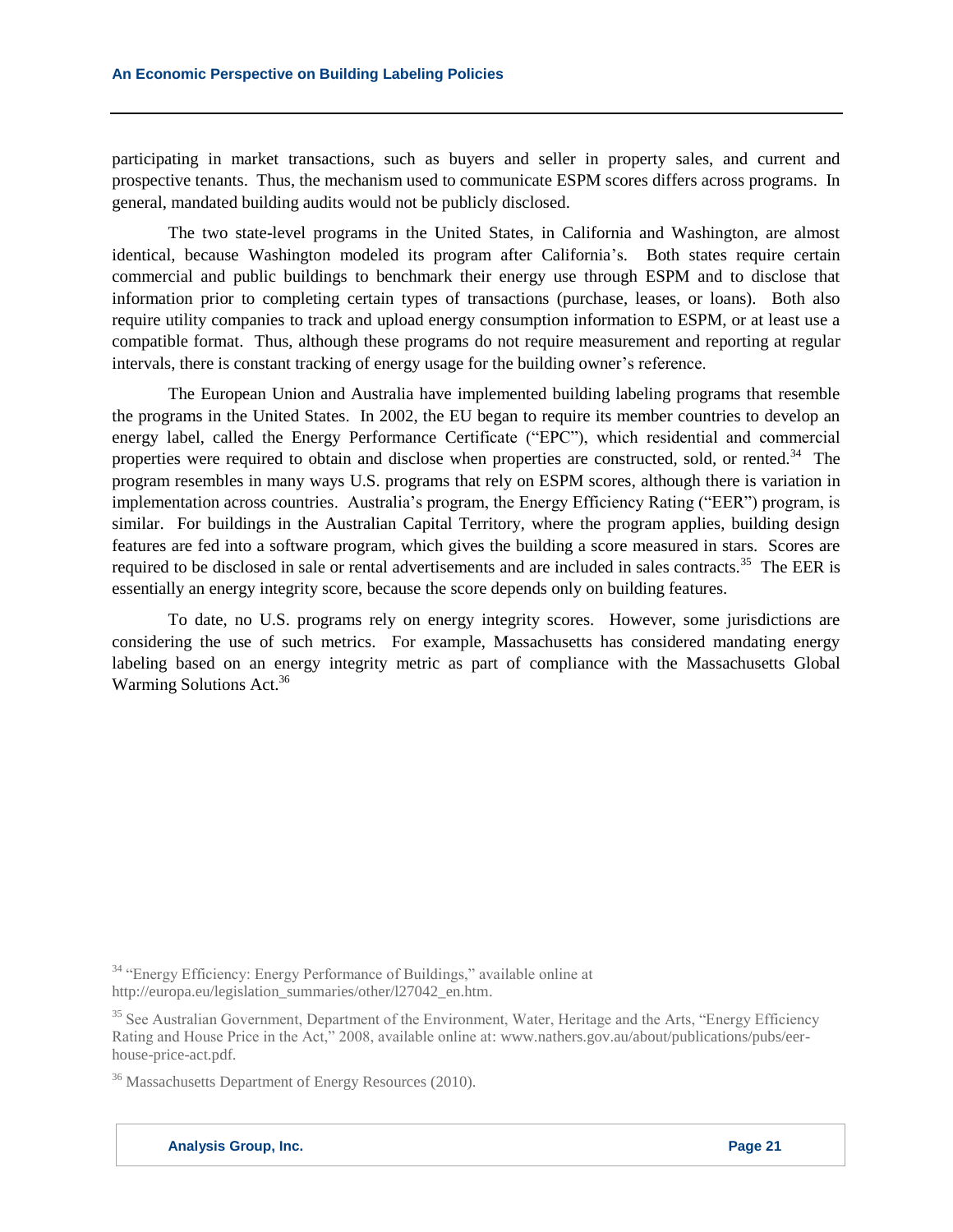participating in market transactions, such as buyers and seller in property sales, and current and prospective tenants. Thus, the mechanism used to communicate ESPM scores differs across programs. In general, mandated building audits would not be publicly disclosed.

The two state-level programs in the United States, in California and Washington, are almost identical, because Washington modeled its program after California's. Both states require certain commercial and public buildings to benchmark their energy use through ESPM and to disclose that information prior to completing certain types of transactions (purchase, leases, or loans). Both also require utility companies to track and upload energy consumption information to ESPM, or at least use a compatible format. Thus, although these programs do not require measurement and reporting at regular intervals, there is constant tracking of energy usage for the building owner's reference.

The European Union and Australia have implemented building labeling programs that resemble the programs in the United States. In 2002, the EU began to require its member countries to develop an energy label, called the Energy Performance Certificate ("EPC"), which residential and commercial properties were required to obtain and disclose when properties are constructed, sold, or rented.[34] The program resembles in many ways U.S. programs that rely on ESPM scores, although there is variation in implementation across countries. Australia's program, the Energy Efficiency Rating ("EER") program, is similar. For buildings in the Australian Capital Territory, where the program applies, building design features are fed into a software program, which gives the building a score measured in stars. Scores are required to be disclosed in sale or rental advertisements and are included in sales contracts.[35] The EER is essentially an energy integrity score, because the score depends only on building features.

To date, no U.S. programs rely on energy integrity scores. However, some jurisdictions are considering the use of such metrics. For example, Massachusetts has considered mandating energy labeling based on an energy integrity metric as part of compliance with the Massachusetts Global Warming Solutions Act.[36]

[34] "Energy Efficiency: Energy Performance of Buildings," available online at http://europa.eu/legislation_summaries/other/l27042_en.htm.

[35] See Australian Government, Department of the Environment, Water, Heritage and the Arts, "Energy Efficiency Rating and House Price in the Act," 2008, available online at: www.nathers.gov.au/about/publications/pubs/eer-house-price-act.pdf.

[36] Massachusetts Department of Energy Resources (2010).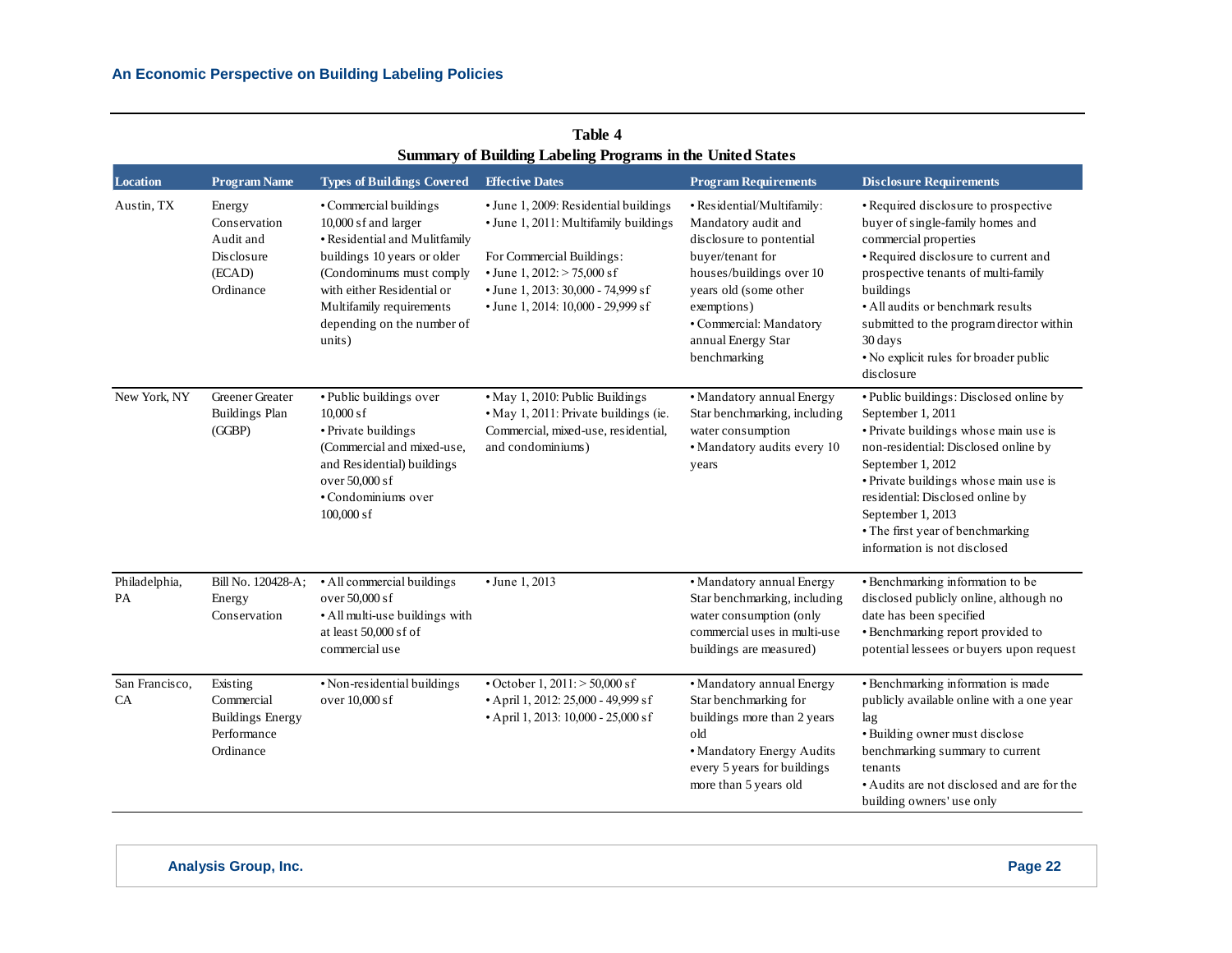**Table 4**
**Summary of Building Labeling Programs in the United States**

| Location | Program Name | Types of Buildings Covered | Effective Dates | Program Requirements | Disclosure Requirements |
|---|---|---|---|---|---|
| Austin, TX | Energy Conservation Audit and Disclosure (ECAD) Ordinance | • Commercial buildings 10,000 sf and larger<br>• Residential and Mulitfamily buildings 10 years or older (Condominums must comply with either Residential or Multifamily requirements depending on the number of units) | • June 1, 2009: Residential buildings<br>• June 1, 2011: Multifamily buildings<br><br>For Commercial Buildings:<br>• June 1, 2012: > 75,000 sf<br>• June 1, 2013: 30,000 - 74,999 sf<br>• June 1, 2014: 10,000 - 29,999 sf | • Residential/Multifamily: Mandatory audit and disclosure to pontential buyer/tenant for houses/buildings over 10 years old (some other exemptions)<br>• Commercial: Mandatory annual Energy Star benchmarking | • Required disclosure to prospective buyer of single-family homes and commercial properties<br>• Required disclosure to current and prospective tenants of multi-family buildings<br>• All audits or benchmark results submitted to the program director within 30 days<br>• No explicit rules for broader public disclosure |
| New York, NY | Greener Greater Buildings Plan (GGBP) | • Public buildings over 10,000 sf<br>• Private buildings (Commercial and mixed-use, and Residential) buildings over 50,000 sf<br>• Condominiums over 100,000 sf | • May 1, 2010: Public Buildings<br>• May 1, 2011: Private buildings (ie. Commercial, mixed-use, residential, and condominiums) | • Mandatory annual Energy Star benchmarking, including water consumption<br>• Mandatory audits every 10 years | • Public buildings: Disclosed online by September 1, 2011<br>• Private buildings whose main use is non-residential: Disclosed online by September 1, 2012<br>• Private buildings whose main use is residential: Disclosed online by September 1, 2013<br>• The first year of benchmarking information is not disclosed |
| Philadelphia, PA | Bill No. 120428-A; Energy Conservation | • All commercial buildings over 50,000 sf<br>• All multi-use buildings with at least 50,000 sf of commercial use | • June 1, 2013 | • Mandatory annual Energy Star benchmarking, including water consumption (only commercial uses in multi-use buildings are measured) | • Benchmarking information to be disclosed publicly online, although no date has been specified<br>• Benchmarking report provided to potential lessees or buyers upon request |
| San Francisco, CA | Existing Commercial Buildings Energy Performance Ordinance | • Non-residential buildings over 10,000 sf | • October 1, 2011: > 50,000 sf<br>• April 1, 2012: 25,000 - 49,999 sf<br>• April 1, 2013: 10,000 - 25,000 sf | • Mandatory annual Energy Star benchmarking for buildings more than 2 years old<br>• Mandatory Energy Audits every 5 years for buildings more than 5 years old | • Benchmarking information is made publicly available online with a one year lag<br>• Building owner must disclose benchmarking summary to current tenants<br>• Audits are not disclosed and are for the building owners' use only |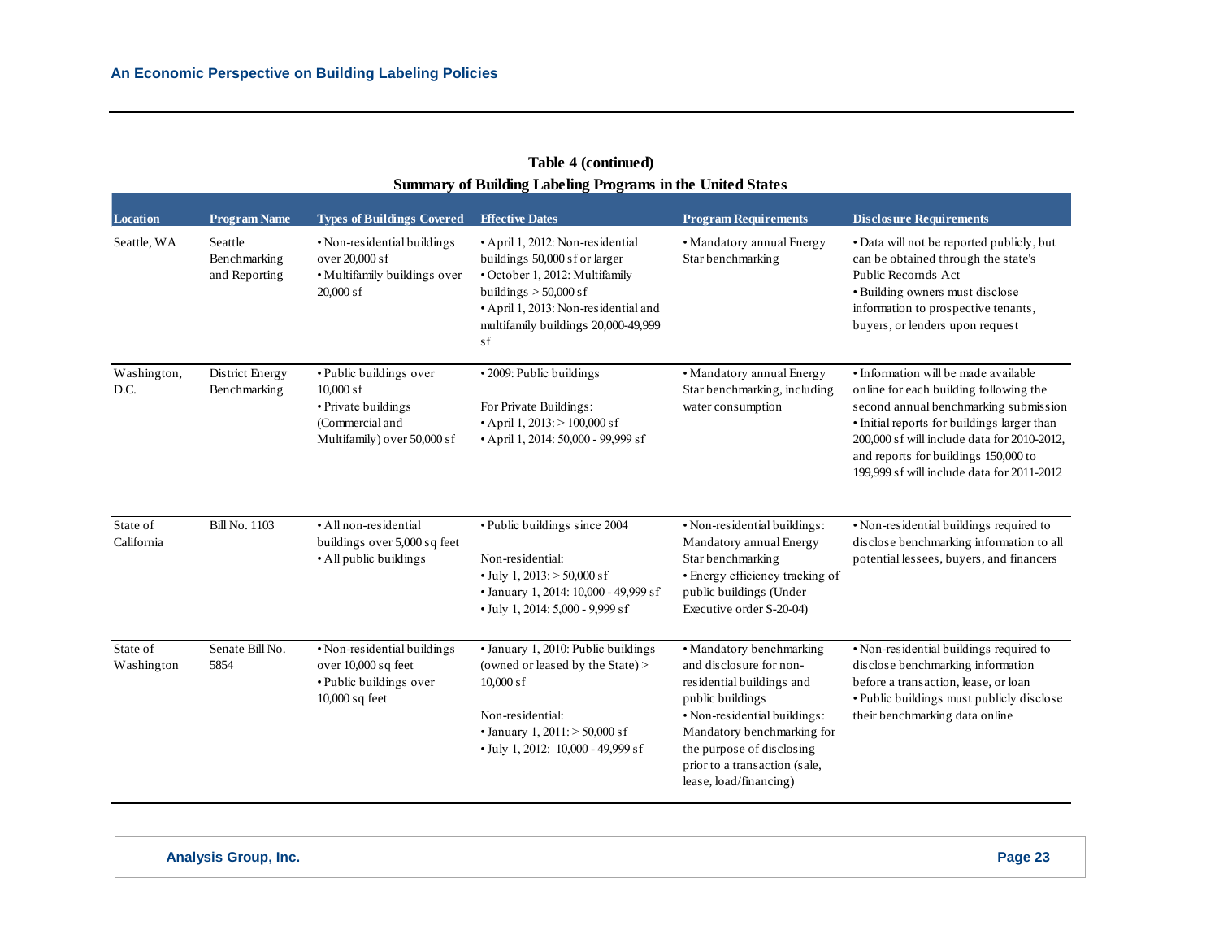**Table 4 (continued)**
**Summary of Building Labeling Programs in the United States**

| Location | Program Name | Types of Buildings Covered | Effective Dates | Program Requirements | Disclosure Requirements |
|---|---|---|---|---|---|
| Seattle, WA | Seattle Benchmarking and Reporting | • Non-residential buildings over 20,000 sf<br>• Multifamily buildings over 20,000 sf | • April 1, 2012: Non-residential buildings 50,000 sf or larger<br>• October 1, 2012: Multifamily buildings > 50,000 sf<br>• April 1, 2013: Non-residential and multifamily buildings 20,000-49,999 sf | • Mandatory annual Energy Star benchmarking | • Data will not be reported publicly, but can be obtained through the state's Public Recornds Act<br>• Building owners must disclose information to prospective tenants, buyers, or lenders upon request |
| Washington, D.C. | District Energy Benchmarking | • Public buildings over 10,000 sf<br>• Private buildings (Commercial and Multifamily) over 50,000 sf | • 2009: Public buildings<br><br>For Private Buildings:<br>• April 1, 2013: > 100,000 sf<br>• April 1, 2014: 50,000 - 99,999 sf | • Mandatory annual Energy Star benchmarking, including water consumption | • Information will be made available online for each building following the second annual benchmarking submission<br>• Initial reports for buildings larger than 200,000 sf will include data for 2010-2012, and reports for buildings 150,000 to 199,999 sf will include data for 2011-2012 |
| State of California | Bill No. 1103 | • All non-residential buildings over 5,000 sq feet<br>• All public buildings | • Public buildings since 2004<br><br>Non-residential:<br>• July 1, 2013: > 50,000 sf<br>• January 1, 2014: 10,000 - 49,999 sf<br>• July 1, 2014: 5,000 - 9,999 sf | • Non-residential buildings: Mandatory annual Energy Star benchmarking<br>• Energy efficiency tracking of public buildings (Under Executive order S-20-04) | • Non-residential buildings required to disclose benchmarking information to all potential lessees, buyers, and financers |
| State of Washington | Senate Bill No. 5854 | • Non-residential buildings over 10,000 sq feet<br>• Public buildings over 10,000 sq feet | • January 1, 2010: Public buildings (owned or leased by the State) > 10,000 sf<br><br>Non-residential:<br>• January 1, 2011: > 50,000 sf<br>• July 1, 2012: 10,000 - 49,999 sf | • Mandatory benchmarking and disclosure for non-residential buildings and public buildings<br>• Non-residential buildings: Mandatory benchmarking for the purpose of disclosing prior to a transaction (sale, lease, load/financing) | • Non-residential buildings required to disclose benchmarking information before a transaction, lease, or loan<br>• Public buildings must publicly disclose their benchmarking data online |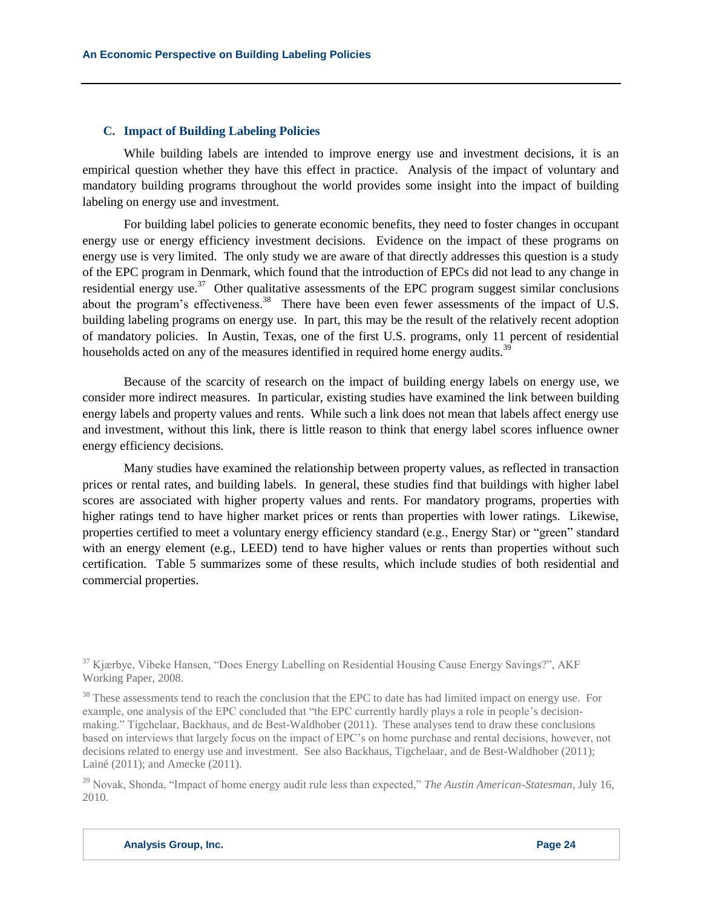### C. Impact of Building Labeling Policies

While building labels are intended to improve energy use and investment decisions, it is an empirical question whether they have this effect in practice. Analysis of the impact of voluntary and mandatory building programs throughout the world provides some insight into the impact of building labeling on energy use and investment.

For building label policies to generate economic benefits, they need to foster changes in occupant energy use or energy efficiency investment decisions. Evidence on the impact of these programs on energy use is very limited. The only study we are aware of that directly addresses this question is a study of the EPC program in Denmark, which found that the introduction of EPCs did not lead to any change in residential energy use.[37] Other qualitative assessments of the EPC program suggest similar conclusions about the program's effectiveness.[38] There have been even fewer assessments of the impact of U.S. building labeling programs on energy use. In part, this may be the result of the relatively recent adoption of mandatory policies. In Austin, Texas, one of the first U.S. programs, only 11 percent of residential households acted on any of the measures identified in required home energy audits.[39]

Because of the scarcity of research on the impact of building energy labels on energy use, we consider more indirect measures. In particular, existing studies have examined the link between building energy labels and property values and rents. While such a link does not mean that labels affect energy use and investment, without this link, there is little reason to think that energy label scores influence owner energy efficiency decisions.

Many studies have examined the relationship between property values, as reflected in transaction prices or rental rates, and building labels. In general, these studies find that buildings with higher label scores are associated with higher property values and rents. For mandatory programs, properties with higher ratings tend to have higher market prices or rents than properties with lower ratings. Likewise, properties certified to meet a voluntary energy efficiency standard (e.g., Energy Star) or "green" standard with an energy element (e.g., LEED) tend to have higher values or rents than properties without such certification. Table 5 summarizes some of these results, which include studies of both residential and commercial properties.

[37] Kjærbye, Vibeke Hansen, "Does Energy Labelling on Residential Housing Cause Energy Savings?", AKF Working Paper, 2008.

[38] These assessments tend to reach the conclusion that the EPC to date has had limited impact on energy use. For example, one analysis of the EPC concluded that "the EPC currently hardly plays a role in people's decision-making." Tigchelaar, Backhaus, and de Best-Waldhober (2011). These analyses tend to draw these conclusions based on interviews that largely focus on the impact of EPC's on home purchase and rental decisions, however, not decisions related to energy use and investment. See also Backhaus, Tigchelaar, and de Best-Waldhober (2011); Lainé (2011); and Amecke (2011).

[39] Novak, Shonda, "Impact of home energy audit rule less than expected," *The Austin American-Statesman*, July 16, 2010.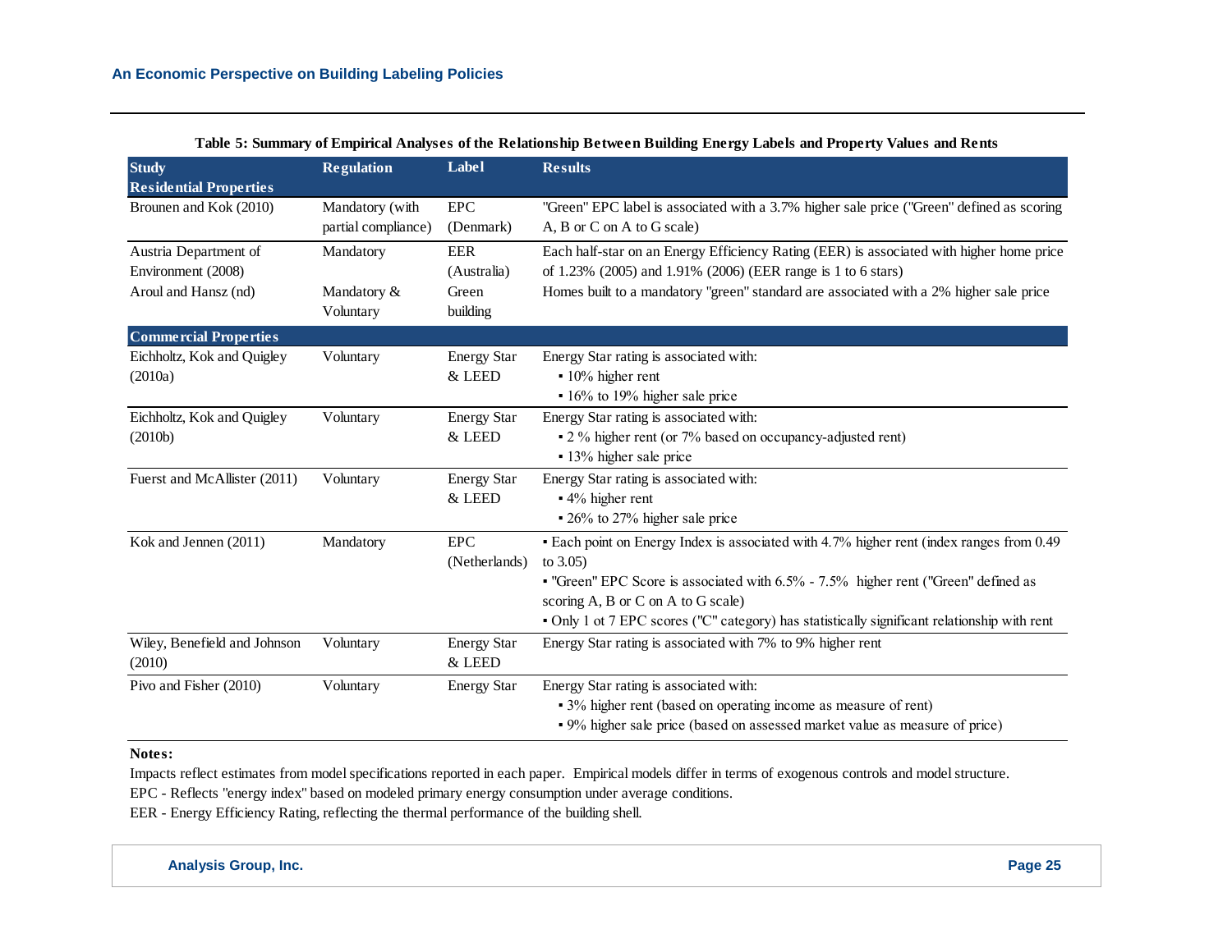**Table 5: Summary of Empirical Analyses of the Relationship Between Building Energy Labels and Property Values and Rents**

| Study | Regulation | Label | Results |
|---|---|---|---|
| **Residential Properties** | | | |
| Brounen and Kok (2010) | Mandatory (with partial compliance) | EPC (Denmark) | "Green" EPC label is associated with a 3.7% higher sale price ("Green" defined as scoring A, B or C on A to G scale) |
| Austria Department of Environment (2008) | Mandatory | EER (Australia) | Each half-star on an Energy Efficiency Rating (EER) is associated with higher home price of 1.23% (2005) and 1.91% (2006) (EER range is 1 to 6 stars) |
| Aroul and Hansz (nd) | Mandatory & Voluntary | Green building | Homes built to a mandatory "green" standard are associated with a 2% higher sale price |
| **Commercial Properties** | | | |
| Eichholtz, Kok and Quigley (2010a) | Voluntary | Energy Star & LEED | Energy Star rating is associated with:<br>▪ 10% higher rent<br>▪ 16% to 19% higher sale price |
| Eichholtz, Kok and Quigley (2010b) | Voluntary | Energy Star & LEED | Energy Star rating is associated with:<br>▪ 2 % higher rent (or 7% based on occupancy-adjusted rent)<br>▪ 13% higher sale price |
| Fuerst and McAllister (2011) | Voluntary | Energy Star & LEED | Energy Star rating is associated with:<br>▪ 4% higher rent<br>▪ 26% to 27% higher sale price |
| Kok and Jennen (2011) | Mandatory | EPC (Netherlands) | ▪ Each point on Energy Index is associated with 4.7% higher rent (index ranges from 0.49 to 3.05)<br>▪ "Green" EPC Score is associated with 6.5% - 7.5% higher rent ("Green" defined as scoring A, B or C on A to G scale)<br>▪ Only 1 ot 7 EPC scores ("C" category) has statistically significant relationship with rent |
| Wiley, Benefield and Johnson (2010) | Voluntary | Energy Star & LEED | Energy Star rating is associated with 7% to 9% higher rent |
| Pivo and Fisher (2010) | Voluntary | Energy Star | Energy Star rating is associated with:<br>▪ 3% higher rent (based on operating income as measure of rent)<br>▪ 9% higher sale price (based on assessed market value as measure of price) |

**Notes:**

Impacts reflect estimates from model specifications reported in each paper. Empirical models differ in terms of exogenous controls and model structure.

EPC - Reflects "energy index" based on modeled primary energy consumption under average conditions.

EER - Energy Efficiency Rating, reflecting the thermal performance of the building shell.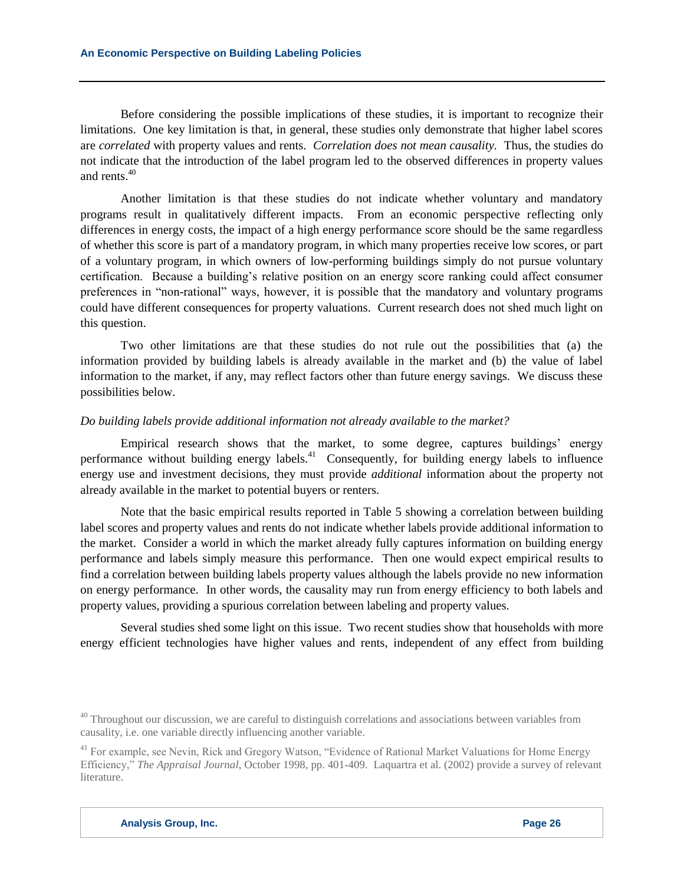Before considering the possible implications of these studies, it is important to recognize their limitations. One key limitation is that, in general, these studies only demonstrate that higher label scores are *correlated* with property values and rents. *Correlation does not mean causality.* Thus, the studies do not indicate that the introduction of the label program led to the observed differences in property values and rents.[40]

Another limitation is that these studies do not indicate whether voluntary and mandatory programs result in qualitatively different impacts. From an economic perspective reflecting only differences in energy costs, the impact of a high energy performance score should be the same regardless of whether this score is part of a mandatory program, in which many properties receive low scores, or part of a voluntary program, in which owners of low-performing buildings simply do not pursue voluntary certification. Because a building's relative position on an energy score ranking could affect consumer preferences in "non-rational" ways, however, it is possible that the mandatory and voluntary programs could have different consequences for property valuations. Current research does not shed much light on this question.

Two other limitations are that these studies do not rule out the possibilities that (a) the information provided by building labels is already available in the market and (b) the value of label information to the market, if any, may reflect factors other than future energy savings. We discuss these possibilities below.

*Do building labels provide additional information not already available to the market?*

Empirical research shows that the market, to some degree, captures buildings' energy performance without building energy labels.[41] Consequently, for building energy labels to influence energy use and investment decisions, they must provide *additional* information about the property not already available in the market to potential buyers or renters.

Note that the basic empirical results reported in Table 5 showing a correlation between building label scores and property values and rents do not indicate whether labels provide additional information to the market. Consider a world in which the market already fully captures information on building energy performance and labels simply measure this performance. Then one would expect empirical results to find a correlation between building labels property values although the labels provide no new information on energy performance. In other words, the causality may run from energy efficiency to both labels and property values, providing a spurious correlation between labeling and property values.

Several studies shed some light on this issue. Two recent studies show that households with more energy efficient technologies have higher values and rents, independent of any effect from building

[40] Throughout our discussion, we are careful to distinguish correlations and associations between variables from causality, i.e. one variable directly influencing another variable.

[41] For example, see Nevin, Rick and Gregory Watson, "Evidence of Rational Market Valuations for Home Energy Efficiency," *The Appraisal Journal*, October 1998, pp. 401-409. Laquartra et al. (2002) provide a survey of relevant literature.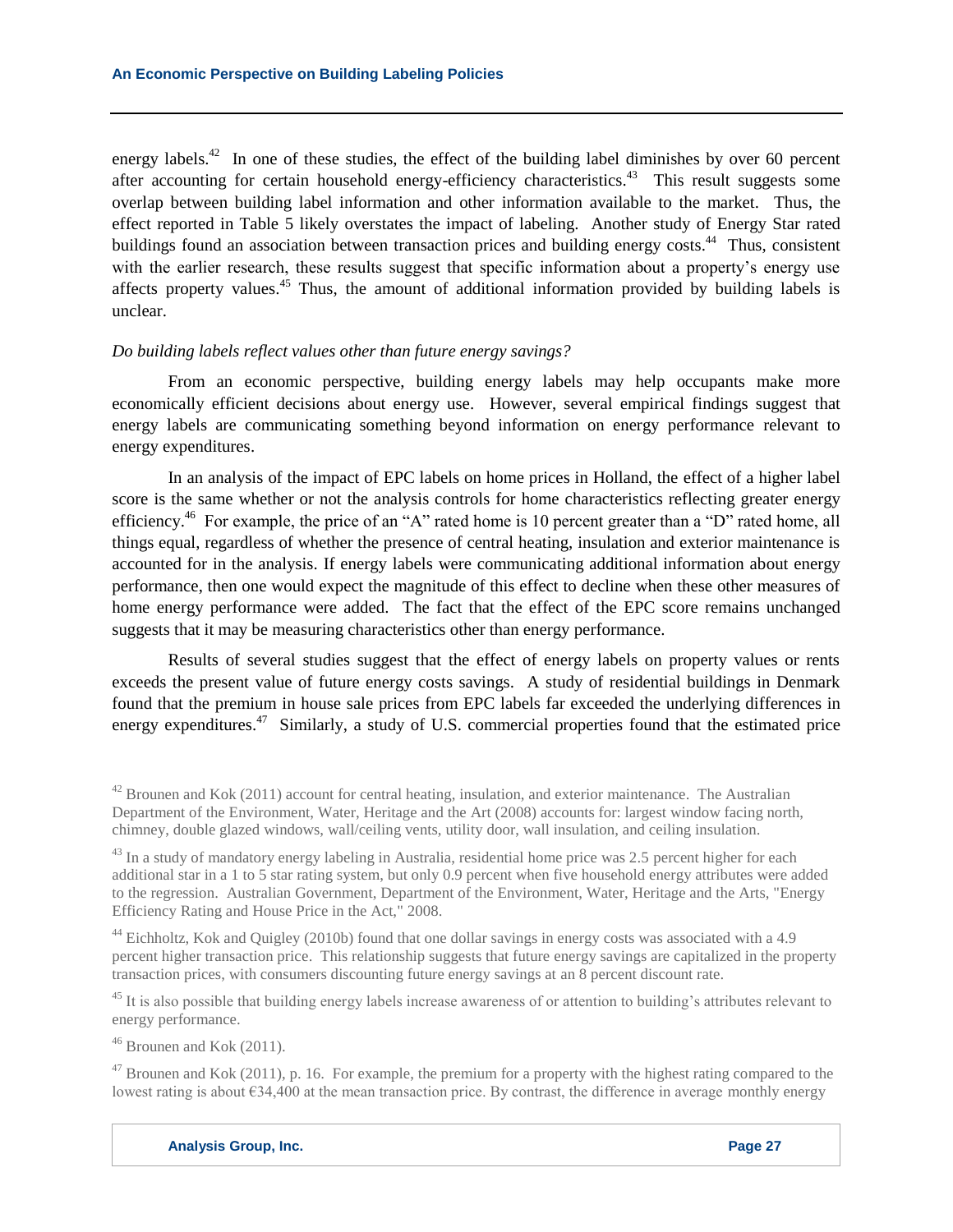energy labels.[42] In one of these studies, the effect of the building label diminishes by over 60 percent after accounting for certain household energy-efficiency characteristics.[43] This result suggests some overlap between building label information and other information available to the market. Thus, the effect reported in Table 5 likely overstates the impact of labeling. Another study of Energy Star rated buildings found an association between transaction prices and building energy costs.[44] Thus, consistent with the earlier research, these results suggest that specific information about a property's energy use affects property values.[45] Thus, the amount of additional information provided by building labels is unclear.

*Do building labels reflect values other than future energy savings?*

From an economic perspective, building energy labels may help occupants make more economically efficient decisions about energy use. However, several empirical findings suggest that energy labels are communicating something beyond information on energy performance relevant to energy expenditures.

In an analysis of the impact of EPC labels on home prices in Holland, the effect of a higher label score is the same whether or not the analysis controls for home characteristics reflecting greater energy efficiency.[46] For example, the price of an "A" rated home is 10 percent greater than a "D" rated home, all things equal, regardless of whether the presence of central heating, insulation and exterior maintenance is accounted for in the analysis. If energy labels were communicating additional information about energy performance, then one would expect the magnitude of this effect to decline when these other measures of home energy performance were added. The fact that the effect of the EPC score remains unchanged suggests that it may be measuring characteristics other than energy performance.

Results of several studies suggest that the effect of energy labels on property values or rents exceeds the present value of future energy costs savings. A study of residential buildings in Denmark found that the premium in house sale prices from EPC labels far exceeded the underlying differences in energy expenditures.[47] Similarly, a study of U.S. commercial properties found that the estimated price

---

[42] Brounen and Kok (2011) account for central heating, insulation, and exterior maintenance. The Australian Department of the Environment, Water, Heritage and the Art (2008) accounts for: largest window facing north, chimney, double glazed windows, wall/ceiling vents, utility door, wall insulation, and ceiling insulation.

[43] In a study of mandatory energy labeling in Australia, residential home price was 2.5 percent higher for each additional star in a 1 to 5 star rating system, but only 0.9 percent when five household energy attributes were added to the regression. Australian Government, Department of the Environment, Water, Heritage and the Arts, "Energy Efficiency Rating and House Price in the Act," 2008.

[44] Eichholtz, Kok and Quigley (2010b) found that one dollar savings in energy costs was associated with a 4.9 percent higher transaction price. This relationship suggests that future energy savings are capitalized in the property transaction prices, with consumers discounting future energy savings at an 8 percent discount rate.

[45] It is also possible that building energy labels increase awareness of or attention to building's attributes relevant to energy performance.

[46] Brounen and Kok (2011).

[47] Brounen and Kok (2011), p. 16. For example, the premium for a property with the highest rating compared to the lowest rating is about €34,400 at the mean transaction price. By contrast, the difference in average monthly energy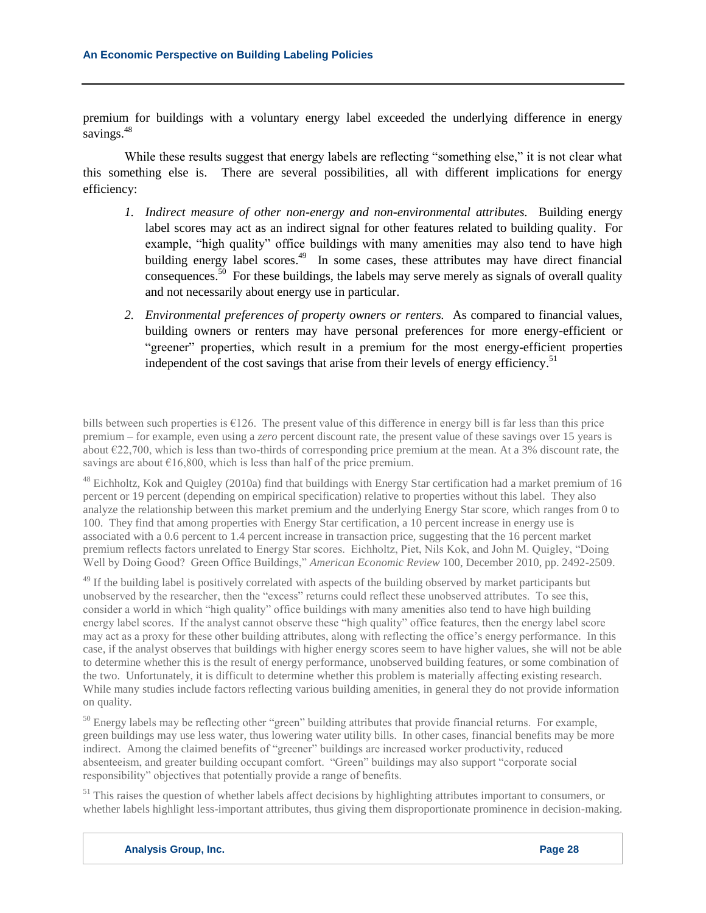premium for buildings with a voluntary energy label exceeded the underlying difference in energy savings.[48]

While these results suggest that energy labels are reflecting "something else," it is not clear what this something else is. There are several possibilities, all with different implications for energy efficiency:

1. *Indirect measure of other non-energy and non-environmental attributes.* Building energy label scores may act as an indirect signal for other features related to building quality. For example, "high quality" office buildings with many amenities may also tend to have high building energy label scores.[49] In some cases, these attributes may have direct financial consequences.[50] For these buildings, the labels may serve merely as signals of overall quality and not necessarily about energy use in particular.

2. *Environmental preferences of property owners or renters.* As compared to financial values, building owners or renters may have personal preferences for more energy-efficient or "greener" properties, which result in a premium for the most energy-efficient properties independent of the cost savings that arise from their levels of energy efficiency.[51]

---

bills between such properties is €126. The present value of this difference in energy bill is far less than this price premium – for example, even using a *zero* percent discount rate, the present value of these savings over 15 years is about €22,700, which is less than two-thirds of corresponding price premium at the mean. At a 3% discount rate, the savings are about €16,800, which is less than half of the price premium.

[48] Eichholtz, Kok and Quigley (2010a) find that buildings with Energy Star certification had a market premium of 16 percent or 19 percent (depending on empirical specification) relative to properties without this label. They also analyze the relationship between this market premium and the underlying Energy Star score, which ranges from 0 to 100. They find that among properties with Energy Star certification, a 10 percent increase in energy use is associated with a 0.6 percent to 1.4 percent increase in transaction price, suggesting that the 16 percent market premium reflects factors unrelated to Energy Star scores. Eichholtz, Piet, Nils Kok, and John M. Quigley, "Doing Well by Doing Good? Green Office Buildings," *American Economic Review* 100, December 2010, pp. 2492-2509.

[49] If the building label is positively correlated with aspects of the building observed by market participants but unobserved by the researcher, then the "excess" returns could reflect these unobserved attributes. To see this, consider a world in which "high quality" office buildings with many amenities also tend to have high building energy label scores. If the analyst cannot observe these "high quality" office features, then the energy label score may act as a proxy for these other building attributes, along with reflecting the office's energy performance. In this case, if the analyst observes that buildings with higher energy scores seem to have higher values, she will not be able to determine whether this is the result of energy performance, unobserved building features, or some combination of the two. Unfortunately, it is difficult to determine whether this problem is materially affecting existing research. While many studies include factors reflecting various building amenities, in general they do not provide information on quality.

[50] Energy labels may be reflecting other "green" building attributes that provide financial returns. For example, green buildings may use less water, thus lowering water utility bills. In other cases, financial benefits may be more indirect. Among the claimed benefits of "greener" buildings are increased worker productivity, reduced absenteeism, and greater building occupant comfort. "Green" buildings may also support "corporate social responsibility" objectives that potentially provide a range of benefits.

[51] This raises the question of whether labels affect decisions by highlighting attributes important to consumers, or whether labels highlight less-important attributes, thus giving them disproportionate prominence in decision-making.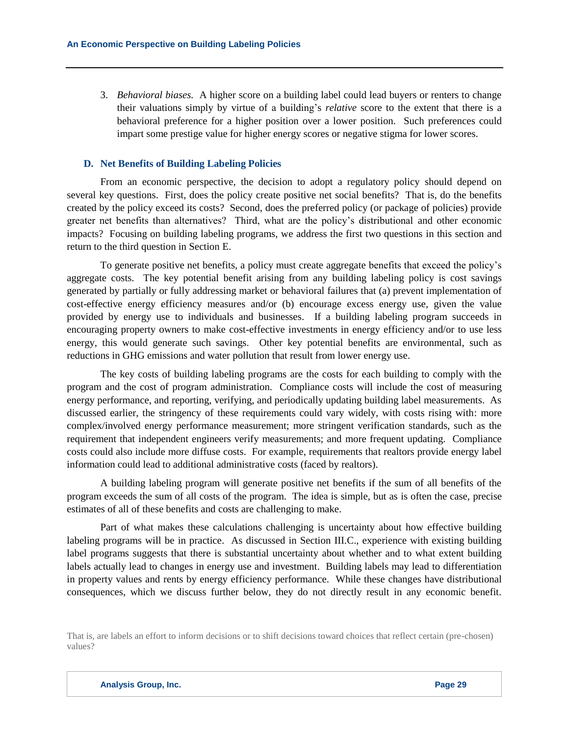3. *Behavioral biases.* A higher score on a building label could lead buyers or renters to change their valuations simply by virtue of a building's *relative* score to the extent that there is a behavioral preference for a higher position over a lower position. Such preferences could impart some prestige value for higher energy scores or negative stigma for lower scores.

### D. Net Benefits of Building Labeling Policies

From an economic perspective, the decision to adopt a regulatory policy should depend on several key questions. First, does the policy create positive net social benefits? That is, do the benefits created by the policy exceed its costs? Second, does the preferred policy (or package of policies) provide greater net benefits than alternatives? Third, what are the policy's distributional and other economic impacts? Focusing on building labeling programs, we address the first two questions in this section and return to the third question in Section E.

To generate positive net benefits, a policy must create aggregate benefits that exceed the policy's aggregate costs. The key potential benefit arising from any building labeling policy is cost savings generated by partially or fully addressing market or behavioral failures that (a) prevent implementation of cost-effective energy efficiency measures and/or (b) encourage excess energy use, given the value provided by energy use to individuals and businesses. If a building labeling program succeeds in encouraging property owners to make cost-effective investments in energy efficiency and/or to use less energy, this would generate such savings. Other key potential benefits are environmental, such as reductions in GHG emissions and water pollution that result from lower energy use.

The key costs of building labeling programs are the costs for each building to comply with the program and the cost of program administration. Compliance costs will include the cost of measuring energy performance, and reporting, verifying, and periodically updating building label measurements. As discussed earlier, the stringency of these requirements could vary widely, with costs rising with: more complex/involved energy performance measurement; more stringent verification standards, such as the requirement that independent engineers verify measurements; and more frequent updating. Compliance costs could also include more diffuse costs. For example, requirements that realtors provide energy label information could lead to additional administrative costs (faced by realtors).

A building labeling program will generate positive net benefits if the sum of all benefits of the program exceeds the sum of all costs of the program. The idea is simple, but as is often the case, precise estimates of all of these benefits and costs are challenging to make.

Part of what makes these calculations challenging is uncertainty about how effective building labeling programs will be in practice. As discussed in Section III.C., experience with existing building label programs suggests that there is substantial uncertainty about whether and to what extent building labels actually lead to changes in energy use and investment. Building labels may lead to differentiation in property values and rents by energy efficiency performance. While these changes have distributional consequences, which we discuss further below, they do not directly result in any economic benefit.

That is, are labels an effort to inform decisions or to shift decisions toward choices that reflect certain (pre-chosen) values?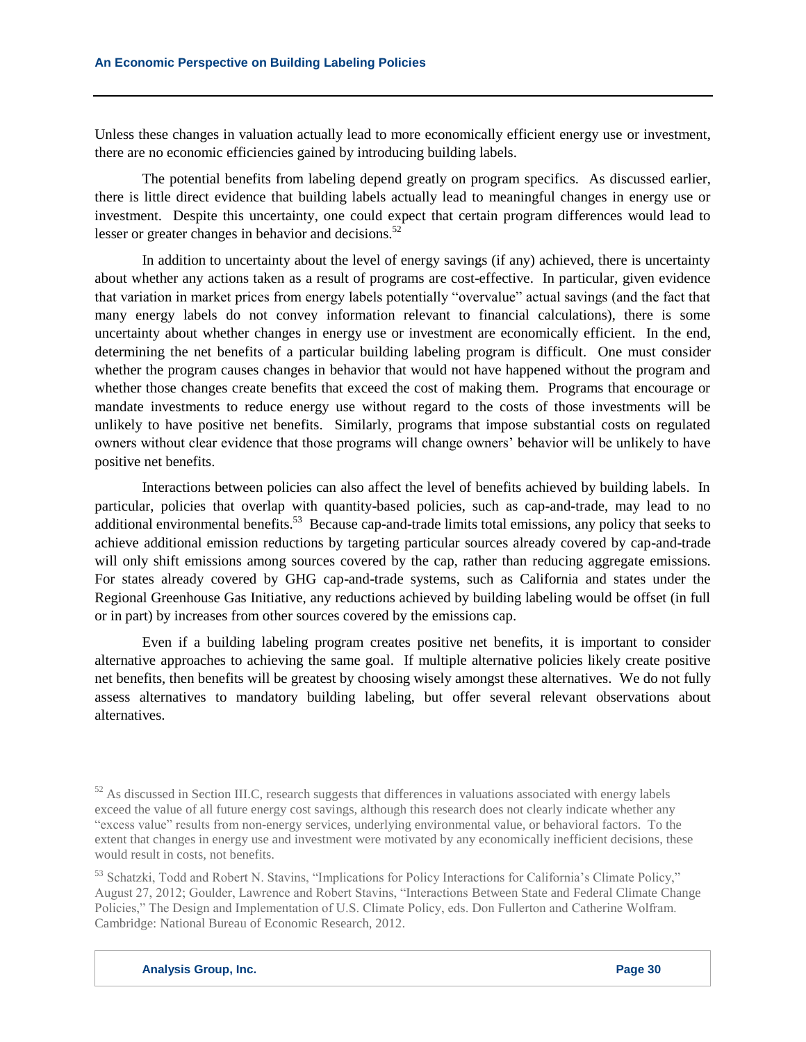Unless these changes in valuation actually lead to more economically efficient energy use or investment, there are no economic efficiencies gained by introducing building labels.

The potential benefits from labeling depend greatly on program specifics. As discussed earlier, there is little direct evidence that building labels actually lead to meaningful changes in energy use or investment. Despite this uncertainty, one could expect that certain program differences would lead to lesser or greater changes in behavior and decisions.[52]

In addition to uncertainty about the level of energy savings (if any) achieved, there is uncertainty about whether any actions taken as a result of programs are cost-effective. In particular, given evidence that variation in market prices from energy labels potentially "overvalue" actual savings (and the fact that many energy labels do not convey information relevant to financial calculations), there is some uncertainty about whether changes in energy use or investment are economically efficient. In the end, determining the net benefits of a particular building labeling program is difficult. One must consider whether the program causes changes in behavior that would not have happened without the program and whether those changes create benefits that exceed the cost of making them. Programs that encourage or mandate investments to reduce energy use without regard to the costs of those investments will be unlikely to have positive net benefits. Similarly, programs that impose substantial costs on regulated owners without clear evidence that those programs will change owners' behavior will be unlikely to have positive net benefits.

Interactions between policies can also affect the level of benefits achieved by building labels. In particular, policies that overlap with quantity-based policies, such as cap-and-trade, may lead to no additional environmental benefits.[53] Because cap-and-trade limits total emissions, any policy that seeks to achieve additional emission reductions by targeting particular sources already covered by cap-and-trade will only shift emissions among sources covered by the cap, rather than reducing aggregate emissions. For states already covered by GHG cap-and-trade systems, such as California and states under the Regional Greenhouse Gas Initiative, any reductions achieved by building labeling would be offset (in full or in part) by increases from other sources covered by the emissions cap.

Even if a building labeling program creates positive net benefits, it is important to consider alternative approaches to achieving the same goal. If multiple alternative policies likely create positive net benefits, then benefits will be greatest by choosing wisely amongst these alternatives. We do not fully assess alternatives to mandatory building labeling, but offer several relevant observations about alternatives.

---

[52] As discussed in Section III.C, research suggests that differences in valuations associated with energy labels exceed the value of all future energy cost savings, although this research does not clearly indicate whether any "excess value" results from non-energy services, underlying environmental value, or behavioral factors. To the extent that changes in energy use and investment were motivated by any economically inefficient decisions, these would result in costs, not benefits.

[53] Schatzki, Todd and Robert N. Stavins, "Implications for Policy Interactions for California's Climate Policy," August 27, 2012; Goulder, Lawrence and Robert Stavins, "Interactions Between State and Federal Climate Change Policies," The Design and Implementation of U.S. Climate Policy, eds. Don Fullerton and Catherine Wolfram. Cambridge: National Bureau of Economic Research, 2012.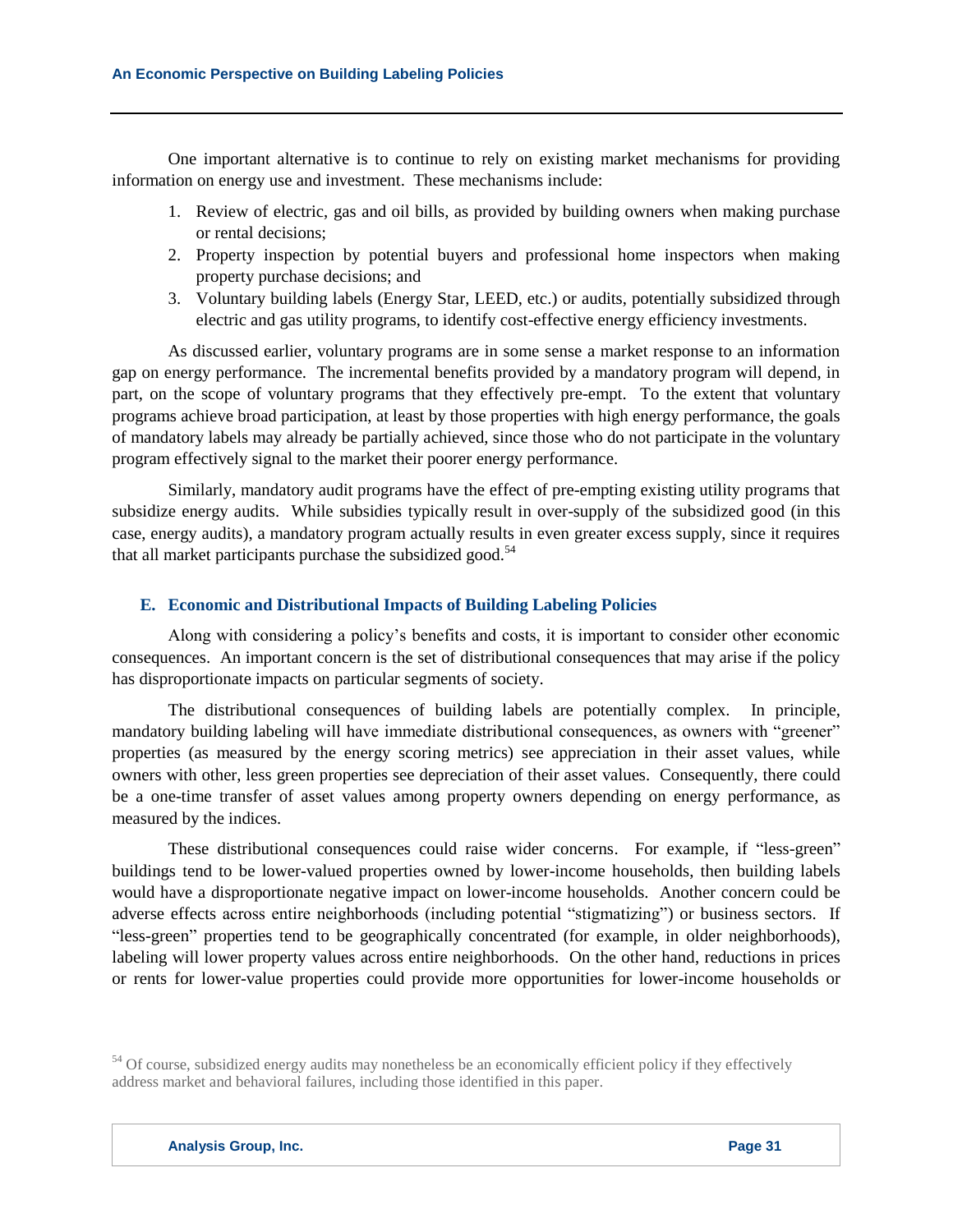One important alternative is to continue to rely on existing market mechanisms for providing information on energy use and investment. These mechanisms include:

1. Review of electric, gas and oil bills, as provided by building owners when making purchase or rental decisions;
2. Property inspection by potential buyers and professional home inspectors when making property purchase decisions; and
3. Voluntary building labels (Energy Star, LEED, etc.) or audits, potentially subsidized through electric and gas utility programs, to identify cost-effective energy efficiency investments.

As discussed earlier, voluntary programs are in some sense a market response to an information gap on energy performance. The incremental benefits provided by a mandatory program will depend, in part, on the scope of voluntary programs that they effectively pre-empt. To the extent that voluntary programs achieve broad participation, at least by those properties with high energy performance, the goals of mandatory labels may already be partially achieved, since those who do not participate in the voluntary program effectively signal to the market their poorer energy performance.

Similarly, mandatory audit programs have the effect of pre-empting existing utility programs that subsidize energy audits. While subsidies typically result in over-supply of the subsidized good (in this case, energy audits), a mandatory program actually results in even greater excess supply, since it requires that all market participants purchase the subsidized good.[54]

### E. Economic and Distributional Impacts of Building Labeling Policies

Along with considering a policy's benefits and costs, it is important to consider other economic consequences. An important concern is the set of distributional consequences that may arise if the policy has disproportionate impacts on particular segments of society.

The distributional consequences of building labels are potentially complex. In principle, mandatory building labeling will have immediate distributional consequences, as owners with "greener" properties (as measured by the energy scoring metrics) see appreciation in their asset values, while owners with other, less green properties see depreciation of their asset values. Consequently, there could be a one-time transfer of asset values among property owners depending on energy performance, as measured by the indices.

These distributional consequences could raise wider concerns. For example, if "less-green" buildings tend to be lower-valued properties owned by lower-income households, then building labels would have a disproportionate negative impact on lower-income households. Another concern could be adverse effects across entire neighborhoods (including potential "stigmatizing") or business sectors. If "less-green" properties tend to be geographically concentrated (for example, in older neighborhoods), labeling will lower property values across entire neighborhoods. On the other hand, reductions in prices or rents for lower-value properties could provide more opportunities for lower-income households or

[54] Of course, subsidized energy audits may nonetheless be an economically efficient policy if they effectively address market and behavioral failures, including those identified in this paper.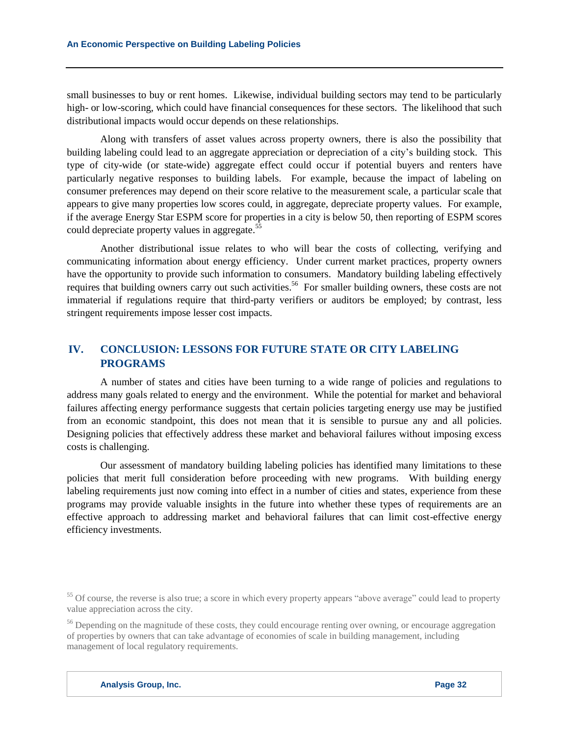small businesses to buy or rent homes. Likewise, individual building sectors may tend to be particularly high- or low-scoring, which could have financial consequences for these sectors. The likelihood that such distributional impacts would occur depends on these relationships.

Along with transfers of asset values across property owners, there is also the possibility that building labeling could lead to an aggregate appreciation or depreciation of a city's building stock. This type of city-wide (or state-wide) aggregate effect could occur if potential buyers and renters have particularly negative responses to building labels. For example, because the impact of labeling on consumer preferences may depend on their score relative to the measurement scale, a particular scale that appears to give many properties low scores could, in aggregate, depreciate property values. For example, if the average Energy Star ESPM score for properties in a city is below 50, then reporting of ESPM scores could depreciate property values in aggregate.[55]

Another distributional issue relates to who will bear the costs of collecting, verifying and communicating information about energy efficiency. Under current market practices, property owners have the opportunity to provide such information to consumers. Mandatory building labeling effectively requires that building owners carry out such activities.[56] For smaller building owners, these costs are not immaterial if regulations require that third-party verifiers or auditors be employed; by contrast, less stringent requirements impose lesser cost impacts.

## IV. CONCLUSION: LESSONS FOR FUTURE STATE OR CITY LABELING PROGRAMS

A number of states and cities have been turning to a wide range of policies and regulations to address many goals related to energy and the environment. While the potential for market and behavioral failures affecting energy performance suggests that certain policies targeting energy use may be justified from an economic standpoint, this does not mean that it is sensible to pursue any and all policies. Designing policies that effectively address these market and behavioral failures without imposing excess costs is challenging.

Our assessment of mandatory building labeling policies has identified many limitations to these policies that merit full consideration before proceeding with new programs. With building energy labeling requirements just now coming into effect in a number of cities and states, experience from these programs may provide valuable insights in the future into whether these types of requirements are an effective approach to addressing market and behavioral failures that can limit cost-effective energy efficiency investments.

[55] Of course, the reverse is also true; a score in which every property appears "above average" could lead to property value appreciation across the city.

[56] Depending on the magnitude of these costs, they could encourage renting over owning, or encourage aggregation of properties by owners that can take advantage of economies of scale in building management, including management of local regulatory requirements.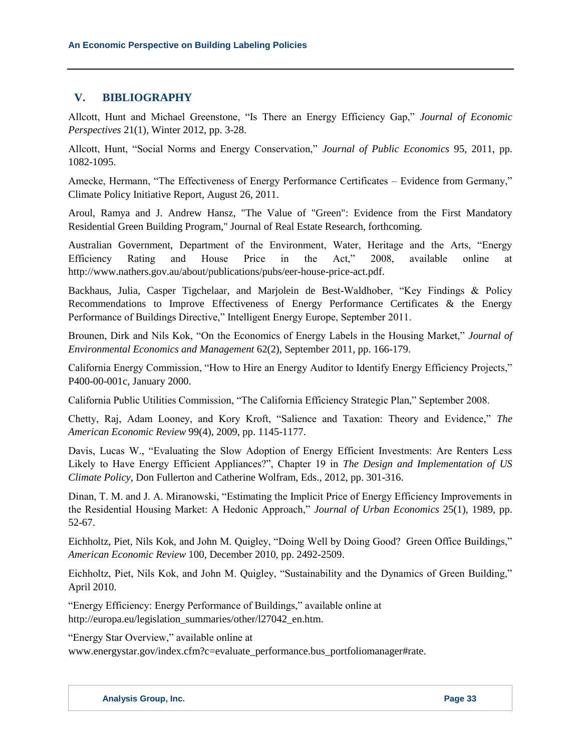## V. BIBLIOGRAPHY

Allcott, Hunt and Michael Greenstone, "Is There an Energy Efficiency Gap," *Journal of Economic Perspectives* 21(1), Winter 2012, pp. 3-28.

Allcott, Hunt, "Social Norms and Energy Conservation," *Journal of Public Economics* 95, 2011, pp. 1082-1095.

Amecke, Hermann, "The Effectiveness of Energy Performance Certificates – Evidence from Germany," Climate Policy Initiative Report, August 26, 2011.

Aroul, Ramya and J. Andrew Hansz, "The Value of "Green": Evidence from the First Mandatory Residential Green Building Program," Journal of Real Estate Research, forthcoming.

Australian Government, Department of the Environment, Water, Heritage and the Arts, "Energy Efficiency Rating and House Price in the Act," 2008, available online at http://www.nathers.gov.au/about/publications/pubs/eer-house-price-act.pdf.

Backhaus, Julia, Casper Tigchelaar, and Marjolein de Best-Waldhober, "Key Findings & Policy Recommendations to Improve Effectiveness of Energy Performance Certificates & the Energy Performance of Buildings Directive," Intelligent Energy Europe, September 2011.

Brounen, Dirk and Nils Kok, "On the Economics of Energy Labels in the Housing Market," *Journal of Environmental Economics and Management* 62(2), September 2011, pp. 166-179.

California Energy Commission, "How to Hire an Energy Auditor to Identify Energy Efficiency Projects," P400-00-001c, January 2000.

California Public Utilities Commission, "The California Efficiency Strategic Plan," September 2008.

Chetty, Raj, Adam Looney, and Kory Kroft, "Salience and Taxation: Theory and Evidence," *The American Economic Review* 99(4), 2009, pp. 1145-1177.

Davis, Lucas W., "Evaluating the Slow Adoption of Energy Efficient Investments: Are Renters Less Likely to Have Energy Efficient Appliances?", Chapter 19 in *The Design and Implementation of US Climate Policy*, Don Fullerton and Catherine Wolfram, Eds., 2012, pp. 301-316.

Dinan, T. M. and J. A. Miranowski, "Estimating the Implicit Price of Energy Efficiency Improvements in the Residential Housing Market: A Hedonic Approach," *Journal of Urban Economics* 25(1), 1989, pp. 52-67.

Eichholtz, Piet, Nils Kok, and John M. Quigley, "Doing Well by Doing Good? Green Office Buildings," *American Economic Review* 100, December 2010, pp. 2492-2509.

Eichholtz, Piet, Nils Kok, and John M. Quigley, "Sustainability and the Dynamics of Green Building," April 2010.

"Energy Efficiency: Energy Performance of Buildings," available online at http://europa.eu/legislation_summaries/other/l27042_en.htm.

"Energy Star Overview," available online at www.energystar.gov/index.cfm?c=evaluate_performance.bus_portfoliomanager#rate.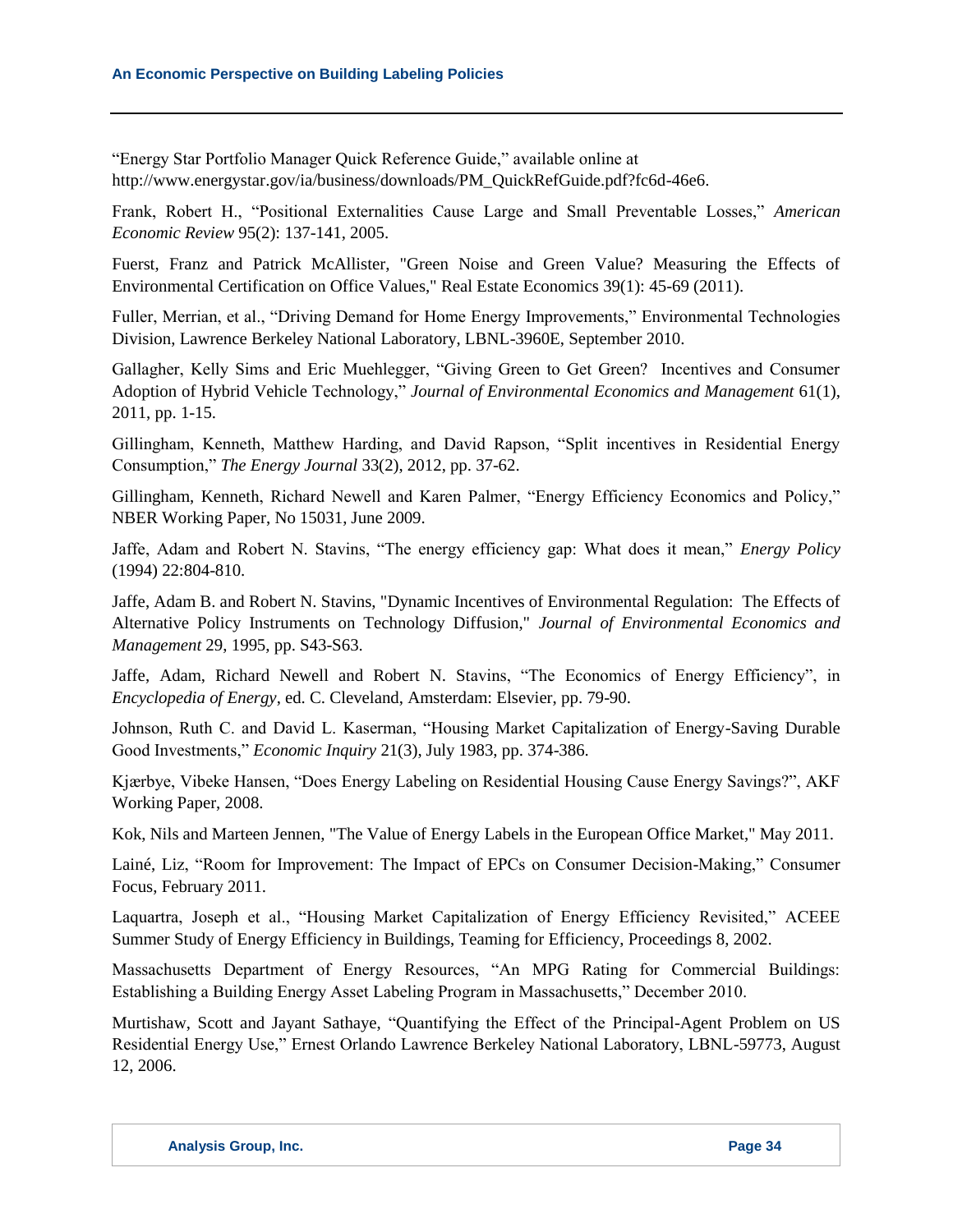"Energy Star Portfolio Manager Quick Reference Guide," available online at http://www.energystar.gov/ia/business/downloads/PM_QuickRefGuide.pdf?fc6d-46e6.

Frank, Robert H., "Positional Externalities Cause Large and Small Preventable Losses," *American Economic Review* 95(2): 137-141, 2005.

Fuerst, Franz and Patrick McAllister, "Green Noise and Green Value? Measuring the Effects of Environmental Certification on Office Values," Real Estate Economics 39(1): 45-69 (2011).

Fuller, Merrian, et al., "Driving Demand for Home Energy Improvements," Environmental Technologies Division, Lawrence Berkeley National Laboratory, LBNL-3960E, September 2010.

Gallagher, Kelly Sims and Eric Muehlegger, "Giving Green to Get Green? Incentives and Consumer Adoption of Hybrid Vehicle Technology," *Journal of Environmental Economics and Management* 61(1), 2011, pp. 1-15.

Gillingham, Kenneth, Matthew Harding, and David Rapson, "Split incentives in Residential Energy Consumption," *The Energy Journal* 33(2), 2012, pp. 37-62.

Gillingham, Kenneth, Richard Newell and Karen Palmer, "Energy Efficiency Economics and Policy," NBER Working Paper, No 15031, June 2009.

Jaffe, Adam and Robert N. Stavins, "The energy efficiency gap: What does it mean," *Energy Policy* (1994) 22:804-810.

Jaffe, Adam B. and Robert N. Stavins, "Dynamic Incentives of Environmental Regulation: The Effects of Alternative Policy Instruments on Technology Diffusion," *Journal of Environmental Economics and Management* 29, 1995, pp. S43-S63.

Jaffe, Adam, Richard Newell and Robert N. Stavins, "The Economics of Energy Efficiency", in *Encyclopedia of Energy*, ed. C. Cleveland, Amsterdam: Elsevier, pp. 79-90.

Johnson, Ruth C. and David L. Kaserman, "Housing Market Capitalization of Energy-Saving Durable Good Investments," *Economic Inquiry* 21(3), July 1983, pp. 374-386.

Kjærbye, Vibeke Hansen, "Does Energy Labeling on Residential Housing Cause Energy Savings?", AKF Working Paper, 2008.

Kok, Nils and Marteen Jennen, "The Value of Energy Labels in the European Office Market," May 2011.

Lainé, Liz, "Room for Improvement: The Impact of EPCs on Consumer Decision-Making," Consumer Focus, February 2011.

Laquartra, Joseph et al., "Housing Market Capitalization of Energy Efficiency Revisited," ACEEE Summer Study of Energy Efficiency in Buildings, Teaming for Efficiency, Proceedings 8, 2002.

Massachusetts Department of Energy Resources, "An MPG Rating for Commercial Buildings: Establishing a Building Energy Asset Labeling Program in Massachusetts," December 2010.

Murtishaw, Scott and Jayant Sathaye, "Quantifying the Effect of the Principal-Agent Problem on US Residential Energy Use," Ernest Orlando Lawrence Berkeley National Laboratory, LBNL-59773, August 12, 2006.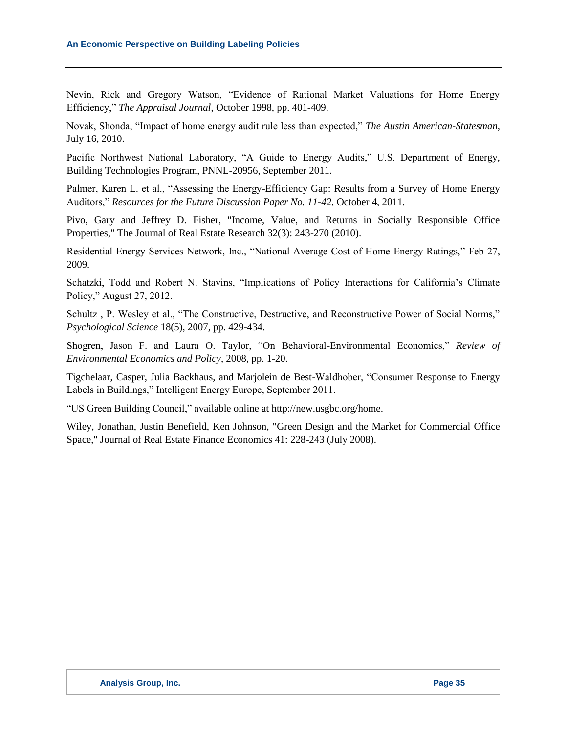Nevin, Rick and Gregory Watson, “Evidence of Rational Market Valuations for Home Energy Efficiency,” *The Appraisal Journal*, October 1998, pp. 401-409.

Novak, Shonda, “Impact of home energy audit rule less than expected,” *The Austin American-Statesman*, July 16, 2010.

Pacific Northwest National Laboratory, “A Guide to Energy Audits,” U.S. Department of Energy, Building Technologies Program, PNNL-20956, September 2011.

Palmer, Karen L. et al., “Assessing the Energy-Efficiency Gap: Results from a Survey of Home Energy Auditors,” *Resources for the Future Discussion Paper No. 11-42*, October 4, 2011.

Pivo, Gary and Jeffrey D. Fisher, "Income, Value, and Returns in Socially Responsible Office Properties," The Journal of Real Estate Research 32(3): 243-270 (2010).

Residential Energy Services Network, Inc., “National Average Cost of Home Energy Ratings,” Feb 27, 2009.

Schatzki, Todd and Robert N. Stavins, “Implications of Policy Interactions for California’s Climate Policy,” August 27, 2012.

Schultz , P. Wesley et al., “The Constructive, Destructive, and Reconstructive Power of Social Norms,” *Psychological Science* 18(5), 2007, pp. 429-434.

Shogren, Jason F. and Laura O. Taylor, “On Behavioral-Environmental Economics,” *Review of Environmental Economics and Policy*, 2008, pp. 1-20.

Tigchelaar, Casper, Julia Backhaus, and Marjolein de Best-Waldhober, “Consumer Response to Energy Labels in Buildings,” Intelligent Energy Europe, September 2011.

“US Green Building Council,” available online at http://new.usgbc.org/home.

Wiley, Jonathan, Justin Benefield, Ken Johnson, "Green Design and the Market for Commercial Office Space," Journal of Real Estate Finance Economics 41: 228-243 (July 2008).